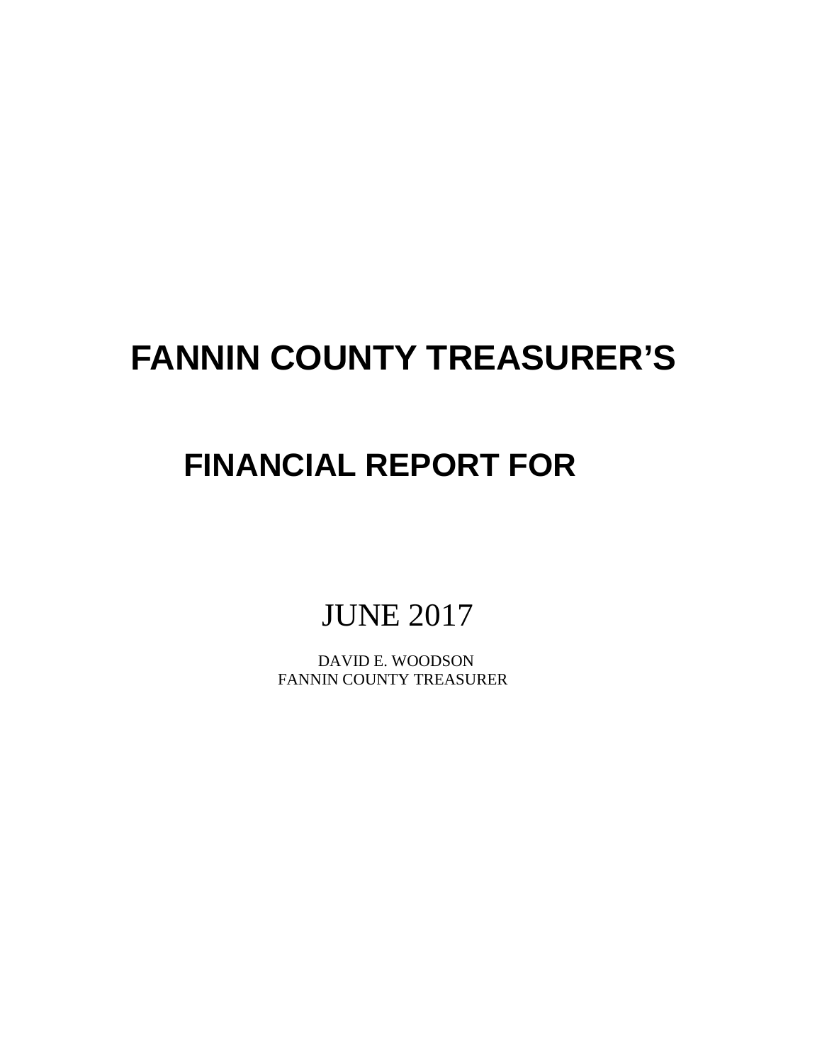# FANNIN COUNTY TREASURER'S

## FINANCIAL REPORT FOR

JUNE 2017

DAVID E. WOODSON
FANNIN COUNTY TREASURER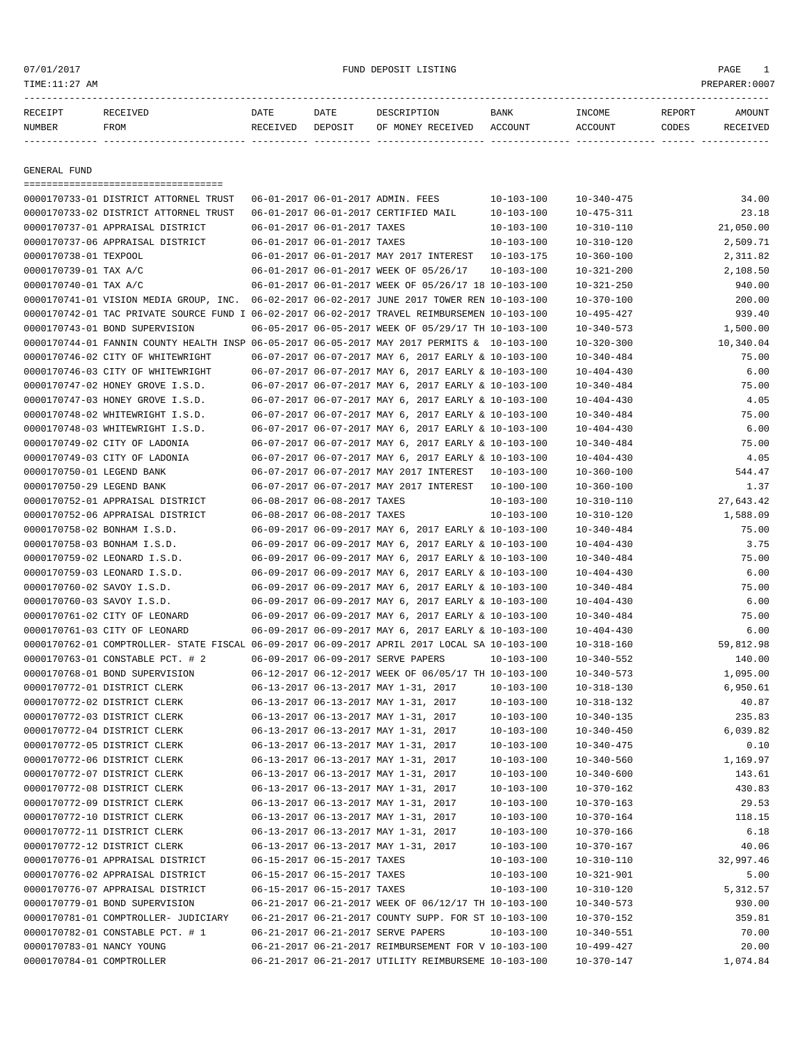07/01/2017 FUND DEPOSIT LISTING

TIME:11:27 AM PREPARER:0007

| RECEIPT NUMBER | RECEIVED FROM | DATE RECEIVED | DATE DEPOSIT | DESCRIPTION OF MONEY RECEIVED | BANK ACCOUNT | INCOME ACCOUNT | REPORT CODES | AMOUNT RECEIVED |
|---|---|---|---|---|---|---|---|---|

## GENERAL FUND

| RECEIPT NUMBER | RECEIVED FROM | DATE RECEIVED | DATE DEPOSIT | DESCRIPTION OF MONEY RECEIVED | BANK ACCOUNT | INCOME ACCOUNT | REPORT CODES | AMOUNT RECEIVED |
|---|---|---|---|---|---|---|---|---|
| 0000170733-01 | DISTRICT ATTORNEL TRUST | 06-01-2017 | 06-01-2017 | ADMIN. FEES | 10-103-100 | 10-340-475 | | 34.00 |
| 0000170733-02 | DISTRICT ATTORNEL TRUST | 06-01-2017 | 06-01-2017 | CERTIFIED MAIL | 10-103-100 | 10-475-311 | | 23.18 |
| 0000170737-01 | APPRAISAL DISTRICT | 06-01-2017 | 06-01-2017 | TAXES | 10-103-100 | 10-310-110 | | 21,050.00 |
| 0000170737-06 | APPRAISAL DISTRICT | 06-01-2017 | 06-01-2017 | TAXES | 10-103-100 | 10-310-120 | | 2,509.71 |
| 0000170738-01 | TEXPOOL | 06-01-2017 | 06-01-2017 | MAY 2017 INTEREST | 10-103-175 | 10-360-100 | | 2,311.82 |
| 0000170739-01 | TAX A/C | 06-01-2017 | 06-01-2017 | WEEK OF 05/26/17 | 10-103-100 | 10-321-200 | | 2,108.50 |
| 0000170740-01 | TAX A/C | 06-01-2017 | 06-01-2017 | WEEK OF 05/26/17 18 | 10-103-100 | 10-321-250 | | 940.00 |
| 0000170741-01 | VISION MEDIA GROUP, INC. | 06-02-2017 | 06-02-2017 | JUNE 2017 TOWER REN | 10-103-100 | 10-370-100 | | 200.00 |
| 0000170742-01 | TAC PRIVATE SOURCE FUND I | 06-02-2017 | 06-02-2017 | TRAVEL REIMBURSEMEN | 10-103-100 | 10-495-427 | | 939.40 |
| 0000170743-01 | BOND SUPERVISION | 06-05-2017 | 06-05-2017 | WEEK OF 05/29/17 TH | 10-103-100 | 10-340-573 | | 1,500.00 |
| 0000170744-01 | FANNIN COUNTY HEALTH INSP | 06-05-2017 | 06-05-2017 | MAY 2017 PERMITS & | 10-103-100 | 10-320-300 | | 10,340.04 |
| 0000170746-02 | CITY OF WHITEWRIGHT | 06-07-2017 | 06-07-2017 | MAY 6, 2017 EARLY & | 10-103-100 | 10-340-484 | | 75.00 |
| 0000170746-03 | CITY OF WHITEWRIGHT | 06-07-2017 | 06-07-2017 | MAY 6, 2017 EARLY & | 10-103-100 | 10-404-430 | | 6.00 |
| 0000170747-02 | HONEY GROVE I.S.D. | 06-07-2017 | 06-07-2017 | MAY 6, 2017 EARLY & | 10-103-100 | 10-340-484 | | 75.00 |
| 0000170747-03 | HONEY GROVE I.S.D. | 06-07-2017 | 06-07-2017 | MAY 6, 2017 EARLY & | 10-103-100 | 10-404-430 | | 4.05 |
| 0000170748-02 | WHITEWRIGHT I.S.D. | 06-07-2017 | 06-07-2017 | MAY 6, 2017 EARLY & | 10-103-100 | 10-340-484 | | 75.00 |
| 0000170748-03 | WHITEWRIGHT I.S.D. | 06-07-2017 | 06-07-2017 | MAY 6, 2017 EARLY & | 10-103-100 | 10-404-430 | | 6.00 |
| 0000170749-02 | CITY OF LADONIA | 06-07-2017 | 06-07-2017 | MAY 6, 2017 EARLY & | 10-103-100 | 10-340-484 | | 75.00 |
| 0000170749-03 | CITY OF LADONIA | 06-07-2017 | 06-07-2017 | MAY 6, 2017 EARLY & | 10-103-100 | 10-404-430 | | 4.05 |
| 0000170750-01 | LEGEND BANK | 06-07-2017 | 06-07-2017 | MAY 2017 INTEREST | 10-103-100 | 10-360-100 | | 544.47 |
| 0000170750-29 | LEGEND BANK | 06-07-2017 | 06-07-2017 | MAY 2017 INTEREST | 10-100-100 | 10-360-100 | | 1.37 |
| 0000170752-01 | APPRAISAL DISTRICT | 06-08-2017 | 06-08-2017 | TAXES | 10-103-100 | 10-310-110 | | 27,643.42 |
| 0000170752-06 | APPRAISAL DISTRICT | 06-08-2017 | 06-08-2017 | TAXES | 10-103-100 | 10-310-120 | | 1,588.09 |
| 0000170758-02 | BONHAM I.S.D. | 06-09-2017 | 06-09-2017 | MAY 6, 2017 EARLY & | 10-103-100 | 10-340-484 | | 75.00 |
| 0000170758-03 | BONHAM I.S.D. | 06-09-2017 | 06-09-2017 | MAY 6, 2017 EARLY & | 10-103-100 | 10-404-430 | | 3.75 |
| 0000170759-02 | LEONARD I.S.D. | 06-09-2017 | 06-09-2017 | MAY 6, 2017 EARLY & | 10-103-100 | 10-340-484 | | 75.00 |
| 0000170759-03 | LEONARD I.S.D. | 06-09-2017 | 06-09-2017 | MAY 6, 2017 EARLY & | 10-103-100 | 10-404-430 | | 6.00 |
| 0000170760-02 | SAVOY I.S.D. | 06-09-2017 | 06-09-2017 | MAY 6, 2017 EARLY & | 10-103-100 | 10-340-484 | | 75.00 |
| 0000170760-03 | SAVOY I.S.D. | 06-09-2017 | 06-09-2017 | MAY 6, 2017 EARLY & | 10-103-100 | 10-404-430 | | 6.00 |
| 0000170761-02 | CITY OF LEONARD | 06-09-2017 | 06-09-2017 | MAY 6, 2017 EARLY & | 10-103-100 | 10-340-484 | | 75.00 |
| 0000170761-03 | CITY OF LEONARD | 06-09-2017 | 06-09-2017 | MAY 6, 2017 EARLY & | 10-103-100 | 10-404-430 | | 6.00 |
| 0000170762-01 | COMPTROLLER- STATE FISCAL | 06-09-2017 | 06-09-2017 | APRIL 2017 LOCAL SA | 10-103-100 | 10-318-160 | | 59,812.98 |
| 0000170763-01 | CONSTABLE PCT. # 2 | 06-09-2017 | 06-09-2017 | SERVE PAPERS | 10-103-100 | 10-340-552 | | 140.00 |
| 0000170768-01 | BOND SUPERVISION | 06-12-2017 | 06-12-2017 | WEEK OF 06/05/17 TH | 10-103-100 | 10-340-573 | | 1,095.00 |
| 0000170772-01 | DISTRICT CLERK | 06-13-2017 | 06-13-2017 | MAY 1-31, 2017 | 10-103-100 | 10-318-130 | | 6,950.61 |
| 0000170772-02 | DISTRICT CLERK | 06-13-2017 | 06-13-2017 | MAY 1-31, 2017 | 10-103-100 | 10-318-132 | | 40.87 |
| 0000170772-03 | DISTRICT CLERK | 06-13-2017 | 06-13-2017 | MAY 1-31, 2017 | 10-103-100 | 10-340-135 | | 235.83 |
| 0000170772-04 | DISTRICT CLERK | 06-13-2017 | 06-13-2017 | MAY 1-31, 2017 | 10-103-100 | 10-340-450 | | 6,039.82 |
| 0000170772-05 | DISTRICT CLERK | 06-13-2017 | 06-13-2017 | MAY 1-31, 2017 | 10-103-100 | 10-340-475 | | 0.10 |
| 0000170772-06 | DISTRICT CLERK | 06-13-2017 | 06-13-2017 | MAY 1-31, 2017 | 10-103-100 | 10-340-560 | | 1,169.97 |
| 0000170772-07 | DISTRICT CLERK | 06-13-2017 | 06-13-2017 | MAY 1-31, 2017 | 10-103-100 | 10-340-600 | | 143.61 |
| 0000170772-08 | DISTRICT CLERK | 06-13-2017 | 06-13-2017 | MAY 1-31, 2017 | 10-103-100 | 10-370-162 | | 430.83 |
| 0000170772-09 | DISTRICT CLERK | 06-13-2017 | 06-13-2017 | MAY 1-31, 2017 | 10-103-100 | 10-370-163 | | 29.53 |
| 0000170772-10 | DISTRICT CLERK | 06-13-2017 | 06-13-2017 | MAY 1-31, 2017 | 10-103-100 | 10-370-164 | | 118.15 |
| 0000170772-11 | DISTRICT CLERK | 06-13-2017 | 06-13-2017 | MAY 1-31, 2017 | 10-103-100 | 10-370-166 | | 6.18 |
| 0000170772-12 | DISTRICT CLERK | 06-13-2017 | 06-13-2017 | MAY 1-31, 2017 | 10-103-100 | 10-370-167 | | 40.06 |
| 0000170776-01 | APPRAISAL DISTRICT | 06-15-2017 | 06-15-2017 | TAXES | 10-103-100 | 10-310-110 | | 32,997.46 |
| 0000170776-02 | APPRAISAL DISTRICT | 06-15-2017 | 06-15-2017 | TAXES | 10-103-100 | 10-321-901 | | 5.00 |
| 0000170776-07 | APPRAISAL DISTRICT | 06-15-2017 | 06-15-2017 | TAXES | 10-103-100 | 10-310-120 | | 5,312.57 |
| 0000170779-01 | BOND SUPERVISION | 06-21-2017 | 06-21-2017 | WEEK OF 06/12/17 TH | 10-103-100 | 10-340-573 | | 930.00 |
| 0000170781-01 | COMPTROLLER- JUDICIARY | 06-21-2017 | 06-21-2017 | COUNTY SUPP. FOR ST | 10-103-100 | 10-370-152 | | 359.81 |
| 0000170782-01 | CONSTABLE PCT. # 1 | 06-21-2017 | 06-21-2017 | SERVE PAPERS | 10-103-100 | 10-340-551 | | 70.00 |
| 0000170783-01 | NANCY YOUNG | 06-21-2017 | 06-21-2017 | REIMBURSEMENT FOR V | 10-103-100 | 10-499-427 | | 20.00 |
| 0000170784-01 | COMPTROLLER | 06-21-2017 | 06-21-2017 | UTILITY REIMBURSEME | 10-103-100 | 10-370-147 | | 1,074.84 |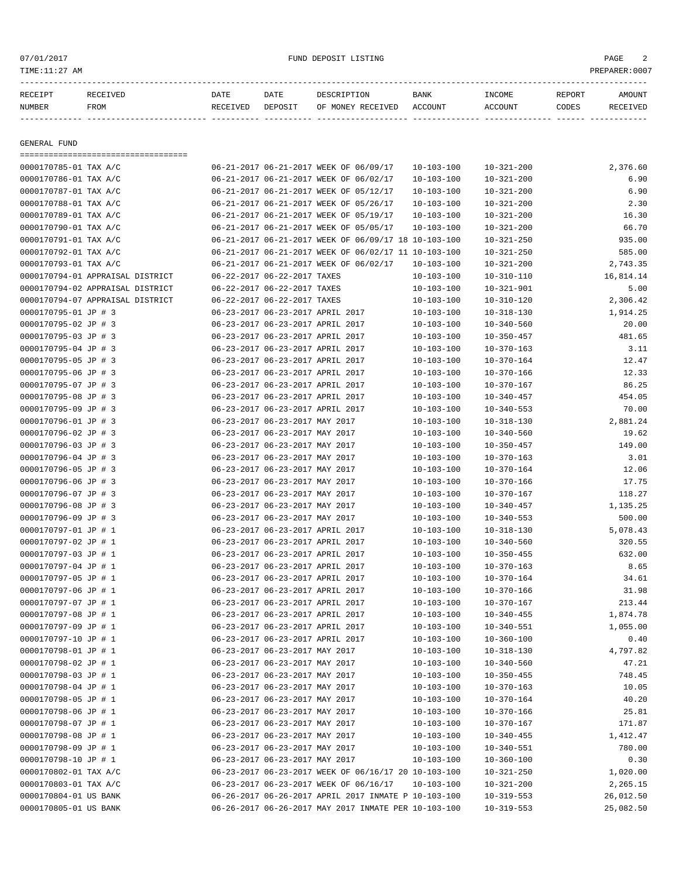07/01/2017 FUND DEPOSIT LISTING
TIME:11:27 AM PREPARER:0007

| RECEIPT NUMBER | RECEIVED FROM | DATE RECEIVED | DATE DEPOSIT | DESCRIPTION OF MONEY RECEIVED | BANK ACCOUNT | INCOME ACCOUNT | REPORT CODES | AMOUNT RECEIVED |
|---|---|---|---|---|---|---|---|---|

## GENERAL FUND

| RECEIPT NUMBER | RECEIVED FROM | DATE RECEIVED | DATE DEPOSIT | DESCRIPTION OF MONEY RECEIVED | BANK ACCOUNT | INCOME ACCOUNT | REPORT CODES | AMOUNT RECEIVED |
|---|---|---|---|---|---|---|---|---|
| 0000170785-01 | TAX A/C | 06-21-2017 | 06-21-2017 | WEEK OF 06/09/17 | 10-103-100 | 10-321-200 | | 2,376.60 |
| 0000170786-01 | TAX A/C | 06-21-2017 | 06-21-2017 | WEEK OF 06/02/17 | 10-103-100 | 10-321-200 | | 6.90 |
| 0000170787-01 | TAX A/C | 06-21-2017 | 06-21-2017 | WEEK OF 05/12/17 | 10-103-100 | 10-321-200 | | 6.90 |
| 0000170788-01 | TAX A/C | 06-21-2017 | 06-21-2017 | WEEK OF 05/26/17 | 10-103-100 | 10-321-200 | | 2.30 |
| 0000170789-01 | TAX A/C | 06-21-2017 | 06-21-2017 | WEEK OF 05/19/17 | 10-103-100 | 10-321-200 | | 16.30 |
| 0000170790-01 | TAX A/C | 06-21-2017 | 06-21-2017 | WEEK OF 05/05/17 | 10-103-100 | 10-321-200 | | 66.70 |
| 0000170791-01 | TAX A/C | 06-21-2017 | 06-21-2017 | WEEK OF 06/09/17 18 | 10-103-100 | 10-321-250 | | 935.00 |
| 0000170792-01 | TAX A/C | 06-21-2017 | 06-21-2017 | WEEK OF 06/02/17 11 | 10-103-100 | 10-321-250 | | 585.00 |
| 0000170793-01 | TAX A/C | 06-21-2017 | 06-21-2017 | WEEK OF 06/02/17 | 10-103-100 | 10-321-200 | | 2,743.35 |
| 0000170794-01 | APPRAISAL DISTRICT | 06-22-2017 | 06-22-2017 | TAXES | 10-103-100 | 10-310-110 | | 16,814.14 |
| 0000170794-02 | APPRAISAL DISTRICT | 06-22-2017 | 06-22-2017 | TAXES | 10-103-100 | 10-321-901 | | 5.00 |
| 0000170794-07 | APPRAISAL DISTRICT | 06-22-2017 | 06-22-2017 | TAXES | 10-103-100 | 10-310-120 | | 2,306.42 |
| 0000170795-01 | JP # 3 | 06-23-2017 | 06-23-2017 | APRIL 2017 | 10-103-100 | 10-318-130 | | 1,914.25 |
| 0000170795-02 | JP # 3 | 06-23-2017 | 06-23-2017 | APRIL 2017 | 10-103-100 | 10-340-560 | | 20.00 |
| 0000170795-03 | JP # 3 | 06-23-2017 | 06-23-2017 | APRIL 2017 | 10-103-100 | 10-350-457 | | 481.65 |
| 0000170795-04 | JP # 3 | 06-23-2017 | 06-23-2017 | APRIL 2017 | 10-103-100 | 10-370-163 | | 3.11 |
| 0000170795-05 | JP # 3 | 06-23-2017 | 06-23-2017 | APRIL 2017 | 10-103-100 | 10-370-164 | | 12.47 |
| 0000170795-06 | JP # 3 | 06-23-2017 | 06-23-2017 | APRIL 2017 | 10-103-100 | 10-370-166 | | 12.33 |
| 0000170795-07 | JP # 3 | 06-23-2017 | 06-23-2017 | APRIL 2017 | 10-103-100 | 10-370-167 | | 86.25 |
| 0000170795-08 | JP # 3 | 06-23-2017 | 06-23-2017 | APRIL 2017 | 10-103-100 | 10-340-457 | | 454.05 |
| 0000170795-09 | JP # 3 | 06-23-2017 | 06-23-2017 | APRIL 2017 | 10-103-100 | 10-340-553 | | 70.00 |
| 0000170796-01 | JP # 3 | 06-23-2017 | 06-23-2017 | MAY 2017 | 10-103-100 | 10-318-130 | | 2,881.24 |
| 0000170796-02 | JP # 3 | 06-23-2017 | 06-23-2017 | MAY 2017 | 10-103-100 | 10-340-560 | | 19.62 |
| 0000170796-03 | JP # 3 | 06-23-2017 | 06-23-2017 | MAY 2017 | 10-103-100 | 10-350-457 | | 149.00 |
| 0000170796-04 | JP # 3 | 06-23-2017 | 06-23-2017 | MAY 2017 | 10-103-100 | 10-370-163 | | 3.01 |
| 0000170796-05 | JP # 3 | 06-23-2017 | 06-23-2017 | MAY 2017 | 10-103-100 | 10-370-164 | | 12.06 |
| 0000170796-06 | JP # 3 | 06-23-2017 | 06-23-2017 | MAY 2017 | 10-103-100 | 10-370-166 | | 17.75 |
| 0000170796-07 | JP # 3 | 06-23-2017 | 06-23-2017 | MAY 2017 | 10-103-100 | 10-370-167 | | 118.27 |
| 0000170796-08 | JP # 3 | 06-23-2017 | 06-23-2017 | MAY 2017 | 10-103-100 | 10-340-457 | | 1,135.25 |
| 0000170796-09 | JP # 3 | 06-23-2017 | 06-23-2017 | MAY 2017 | 10-103-100 | 10-340-553 | | 500.00 |
| 0000170797-01 | JP # 1 | 06-23-2017 | 06-23-2017 | APRIL 2017 | 10-103-100 | 10-318-130 | | 5,078.43 |
| 0000170797-02 | JP # 1 | 06-23-2017 | 06-23-2017 | APRIL 2017 | 10-103-100 | 10-340-560 | | 320.55 |
| 0000170797-03 | JP # 1 | 06-23-2017 | 06-23-2017 | APRIL 2017 | 10-103-100 | 10-350-455 | | 632.00 |
| 0000170797-04 | JP # 1 | 06-23-2017 | 06-23-2017 | APRIL 2017 | 10-103-100 | 10-370-163 | | 8.65 |
| 0000170797-05 | JP # 1 | 06-23-2017 | 06-23-2017 | APRIL 2017 | 10-103-100 | 10-370-164 | | 34.61 |
| 0000170797-06 | JP # 1 | 06-23-2017 | 06-23-2017 | APRIL 2017 | 10-103-100 | 10-370-166 | | 31.98 |
| 0000170797-07 | JP # 1 | 06-23-2017 | 06-23-2017 | APRIL 2017 | 10-103-100 | 10-370-167 | | 213.44 |
| 0000170797-08 | JP # 1 | 06-23-2017 | 06-23-2017 | APRIL 2017 | 10-103-100 | 10-340-455 | | 1,874.78 |
| 0000170797-09 | JP # 1 | 06-23-2017 | 06-23-2017 | APRIL 2017 | 10-103-100 | 10-340-551 | | 1,055.00 |
| 0000170797-10 | JP # 1 | 06-23-2017 | 06-23-2017 | APRIL 2017 | 10-103-100 | 10-360-100 | | 0.40 |
| 0000170798-01 | JP # 1 | 06-23-2017 | 06-23-2017 | MAY 2017 | 10-103-100 | 10-318-130 | | 4,797.82 |
| 0000170798-02 | JP # 1 | 06-23-2017 | 06-23-2017 | MAY 2017 | 10-103-100 | 10-340-560 | | 47.21 |
| 0000170798-03 | JP # 1 | 06-23-2017 | 06-23-2017 | MAY 2017 | 10-103-100 | 10-350-455 | | 748.45 |
| 0000170798-04 | JP # 1 | 06-23-2017 | 06-23-2017 | MAY 2017 | 10-103-100 | 10-370-163 | | 10.05 |
| 0000170798-05 | JP # 1 | 06-23-2017 | 06-23-2017 | MAY 2017 | 10-103-100 | 10-370-164 | | 40.20 |
| 0000170798-06 | JP # 1 | 06-23-2017 | 06-23-2017 | MAY 2017 | 10-103-100 | 10-370-166 | | 25.81 |
| 0000170798-07 | JP # 1 | 06-23-2017 | 06-23-2017 | MAY 2017 | 10-103-100 | 10-370-167 | | 171.87 |
| 0000170798-08 | JP # 1 | 06-23-2017 | 06-23-2017 | MAY 2017 | 10-103-100 | 10-340-455 | | 1,412.47 |
| 0000170798-09 | JP # 1 | 06-23-2017 | 06-23-2017 | MAY 2017 | 10-103-100 | 10-340-551 | | 780.00 |
| 0000170798-10 | JP # 1 | 06-23-2017 | 06-23-2017 | MAY 2017 | 10-103-100 | 10-360-100 | | 0.30 |
| 0000170802-01 | TAX A/C | 06-23-2017 | 06-23-2017 | WEEK OF 06/16/17 20 | 10-103-100 | 10-321-250 | | 1,020.00 |
| 0000170803-01 | TAX A/C | 06-23-2017 | 06-23-2017 | WEEK OF 06/16/17 | 10-103-100 | 10-321-200 | | 2,265.15 |
| 0000170804-01 | US BANK | 06-26-2017 | 06-26-2017 | APRIL 2017 INMATE P | 10-103-100 | 10-319-553 | | 26,012.50 |
| 0000170805-01 | US BANK | 06-26-2017 | 06-26-2017 | MAY 2017 INMATE PER | 10-103-100 | 10-319-553 | | 25,082.50 |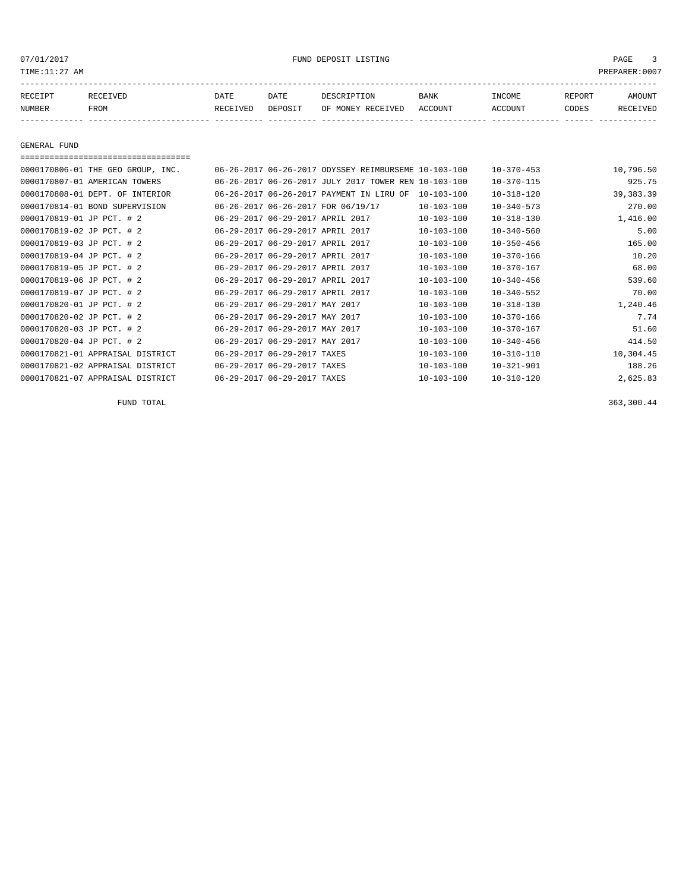07/01/2017 FUND DEPOSIT LISTING

TIME:11:27 AM PREPARER:0007

| RECEIPT NUMBER | RECEIVED FROM | DATE RECEIVED | DATE DEPOSIT | DESCRIPTION OF MONEY RECEIVED | BANK ACCOUNT | INCOME ACCOUNT | REPORT CODES | AMOUNT RECEIVED |
|---|---|---|---|---|---|---|---|---|
| GENERAL FUND | | | | | | | | |
| 0000170806-01 | THE GEO GROUP, INC. | 06-26-2017 | 06-26-2017 | ODYSSEY REIMBURSEME | 10-103-100 | 10-370-453 | | 10,796.50 |
| 0000170807-01 | AMERICAN TOWERS | 06-26-2017 | 06-26-2017 | JULY 2017 TOWER REN | 10-103-100 | 10-370-115 | | 925.75 |
| 0000170808-01 | DEPT. OF INTERIOR | 06-26-2017 | 06-26-2017 | PAYMENT IN LIRU OF | 10-103-100 | 10-318-120 | | 39,383.39 |
| 0000170814-01 | BOND SUPERVISION | 06-26-2017 | 06-26-2017 | FOR 06/19/17 | 10-103-100 | 10-340-573 | | 270.00 |
| 0000170819-01 | JP PCT. # 2 | 06-29-2017 | 06-29-2017 | APRIL 2017 | 10-103-100 | 10-318-130 | | 1,416.00 |
| 0000170819-02 | JP PCT. # 2 | 06-29-2017 | 06-29-2017 | APRIL 2017 | 10-103-100 | 10-340-560 | | 5.00 |
| 0000170819-03 | JP PCT. # 2 | 06-29-2017 | 06-29-2017 | APRIL 2017 | 10-103-100 | 10-350-456 | | 165.00 |
| 0000170819-04 | JP PCT. # 2 | 06-29-2017 | 06-29-2017 | APRIL 2017 | 10-103-100 | 10-370-166 | | 10.20 |
| 0000170819-05 | JP PCT. # 2 | 06-29-2017 | 06-29-2017 | APRIL 2017 | 10-103-100 | 10-370-167 | | 68.00 |
| 0000170819-06 | JP PCT. # 2 | 06-29-2017 | 06-29-2017 | APRIL 2017 | 10-103-100 | 10-340-456 | | 539.60 |
| 0000170819-07 | JP PCT. # 2 | 06-29-2017 | 06-29-2017 | APRIL 2017 | 10-103-100 | 10-340-552 | | 70.00 |
| 0000170820-01 | JP PCT. # 2 | 06-29-2017 | 06-29-2017 | MAY 2017 | 10-103-100 | 10-318-130 | | 1,240.46 |
| 0000170820-02 | JP PCT. # 2 | 06-29-2017 | 06-29-2017 | MAY 2017 | 10-103-100 | 10-370-166 | | 7.74 |
| 0000170820-03 | JP PCT. # 2 | 06-29-2017 | 06-29-2017 | MAY 2017 | 10-103-100 | 10-370-167 | | 51.60 |
| 0000170820-04 | JP PCT. # 2 | 06-29-2017 | 06-29-2017 | MAY 2017 | 10-103-100 | 10-340-456 | | 414.50 |
| 0000170821-01 | APPRAISAL DISTRICT | 06-29-2017 | 06-29-2017 | TAXES | 10-103-100 | 10-310-110 | | 10,304.45 |
| 0000170821-02 | APPRAISAL DISTRICT | 06-29-2017 | 06-29-2017 | TAXES | 10-103-100 | 10-321-901 | | 188.26 |
| 0000170821-07 | APPRAISAL DISTRICT | 06-29-2017 | 06-29-2017 | TAXES | 10-103-100 | 10-310-120 | | 2,625.83 |
| | FUND TOTAL | | | | | | | 363,300.44 |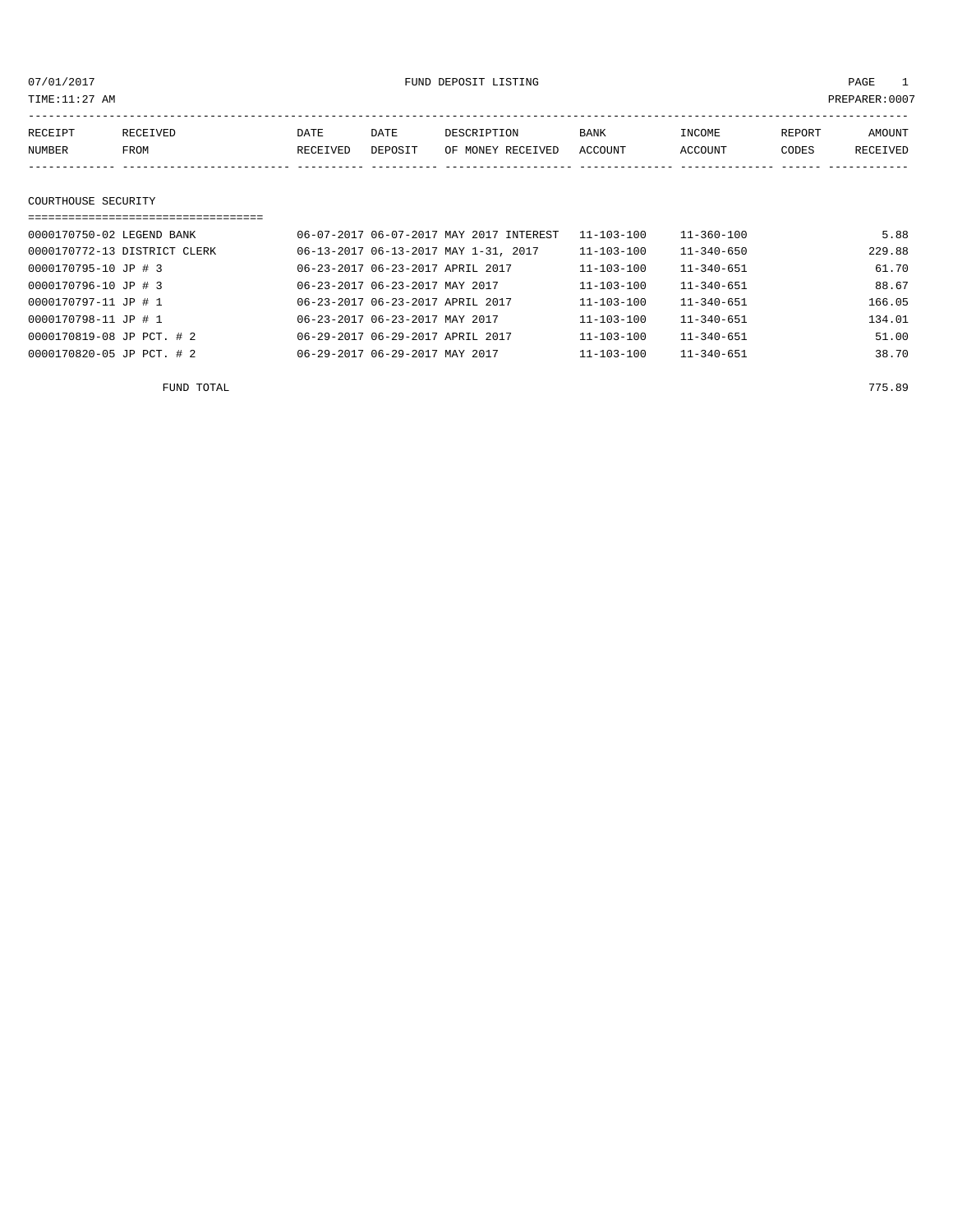07/01/2017 FUND DEPOSIT LISTING

TIME:11:27 AM PREPARER:0007

| RECEIPT NUMBER | RECEIVED FROM | DATE RECEIVED | DATE DEPOSIT | DESCRIPTION OF MONEY RECEIVED | BANK ACCOUNT | INCOME ACCOUNT | REPORT CODES | AMOUNT RECEIVED |
|---|---|---|---|---|---|---|---|---|

## COURTHOUSE SECURITY

| RECEIPT NUMBER | RECEIVED FROM | DATE RECEIVED | DATE DEPOSIT | DESCRIPTION OF MONEY RECEIVED | BANK ACCOUNT | INCOME ACCOUNT | REPORT CODES | AMOUNT RECEIVED |
|---|---|---|---|---|---|---|---|---|
| 0000170750-02 | LEGEND BANK | 06-07-2017 | 06-07-2017 | MAY 2017 INTEREST | 11-103-100 | 11-360-100 | | 5.88 |
| 0000170772-13 | DISTRICT CLERK | 06-13-2017 | 06-13-2017 | MAY 1-31, 2017 | 11-103-100 | 11-340-650 | | 229.88 |
| 0000170795-10 | JP # 3 | 06-23-2017 | 06-23-2017 | APRIL 2017 | 11-103-100 | 11-340-651 | | 61.70 |
| 0000170796-10 | JP # 3 | 06-23-2017 | 06-23-2017 | MAY 2017 | 11-103-100 | 11-340-651 | | 88.67 |
| 0000170797-11 | JP # 1 | 06-23-2017 | 06-23-2017 | APRIL 2017 | 11-103-100 | 11-340-651 | | 166.05 |
| 0000170798-11 | JP # 1 | 06-23-2017 | 06-23-2017 | MAY 2017 | 11-103-100 | 11-340-651 | | 134.01 |
| 0000170819-08 | JP PCT. # 2 | 06-29-2017 | 06-29-2017 | APRIL 2017 | 11-103-100 | 11-340-651 | | 51.00 |
| 0000170820-05 | JP PCT. # 2 | 06-29-2017 | 06-29-2017 | MAY 2017 | 11-103-100 | 11-340-651 | | 38.70 |
| | FUND TOTAL | | | | | | | 775.89 |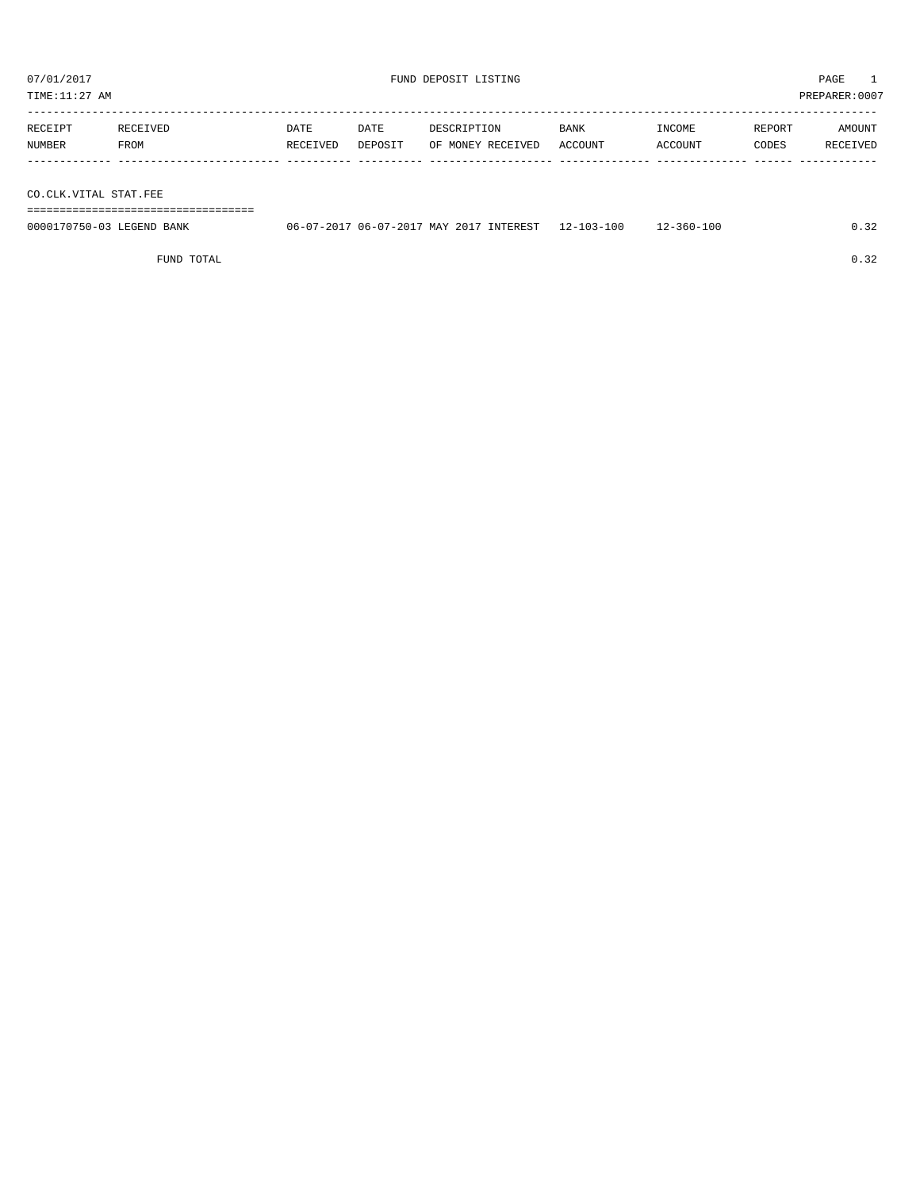07/01/2017 FUND DEPOSIT LISTING PAGE 1

TIME:11:27 AM PREPARER:0007

| RECEIPT NUMBER | RECEIVED FROM | DATE RECEIVED | DATE DEPOSIT | DESCRIPTION OF MONEY RECEIVED | BANK ACCOUNT | INCOME ACCOUNT | REPORT CODES | AMOUNT RECEIVED |
|---|---|---|---|---|---|---|---|---|
| **CO.CLK.VITAL STAT.FEE** | | | | | | | | |
| 0000170750-03 | LEGEND BANK | 06-07-2017 | 06-07-2017 | MAY 2017 INTEREST | 12-103-100 | 12-360-100 | | 0.32 |
| | FUND TOTAL | | | | | | | 0.32 |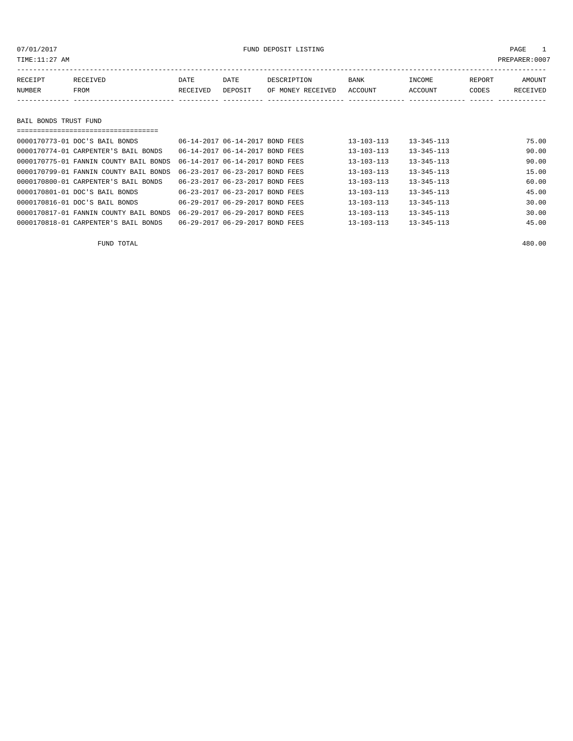07/01/2017 FUND DEPOSIT LISTING

TIME:11:27 AM PREPARER:0007

| RECEIPT NUMBER | RECEIVED FROM | DATE RECEIVED | DATE DEPOSIT | DESCRIPTION OF MONEY RECEIVED | BANK ACCOUNT | INCOME ACCOUNT | REPORT CODES | AMOUNT RECEIVED |
|---|---|---|---|---|---|---|---|---|

## BAIL BONDS TRUST FUND

| RECEIPT NUMBER | RECEIVED FROM | DATE RECEIVED | DATE DEPOSIT | DESCRIPTION OF MONEY RECEIVED | BANK ACCOUNT | INCOME ACCOUNT | REPORT CODES | AMOUNT RECEIVED |
|---|---|---|---|---|---|---|---|---|
| 0000170773-01 | DOC'S BAIL BONDS | 06-14-2017 | 06-14-2017 | BOND FEES | 13-103-113 | 13-345-113 | | 75.00 |
| 0000170774-01 | CARPENTER'S BAIL BONDS | 06-14-2017 | 06-14-2017 | BOND FEES | 13-103-113 | 13-345-113 | | 90.00 |
| 0000170775-01 | FANNIN COUNTY BAIL BONDS | 06-14-2017 | 06-14-2017 | BOND FEES | 13-103-113 | 13-345-113 | | 90.00 |
| 0000170799-01 | FANNIN COUNTY BAIL BONDS | 06-23-2017 | 06-23-2017 | BOND FEES | 13-103-113 | 13-345-113 | | 15.00 |
| 0000170800-01 | CARPENTER'S BAIL BONDS | 06-23-2017 | 06-23-2017 | BOND FEES | 13-103-113 | 13-345-113 | | 60.00 |
| 0000170801-01 | DOC'S BAIL BONDS | 06-23-2017 | 06-23-2017 | BOND FEES | 13-103-113 | 13-345-113 | | 45.00 |
| 0000170816-01 | DOC'S BAIL BONDS | 06-29-2017 | 06-29-2017 | BOND FEES | 13-103-113 | 13-345-113 | | 30.00 |
| 0000170817-01 | FANNIN COUNTY BAIL BONDS | 06-29-2017 | 06-29-2017 | BOND FEES | 13-103-113 | 13-345-113 | | 30.00 |
| 0000170818-01 | CARPENTER'S BAIL BONDS | 06-29-2017 | 06-29-2017 | BOND FEES | 13-103-113 | 13-345-113 | | 45.00 |

FUND TOTAL 480.00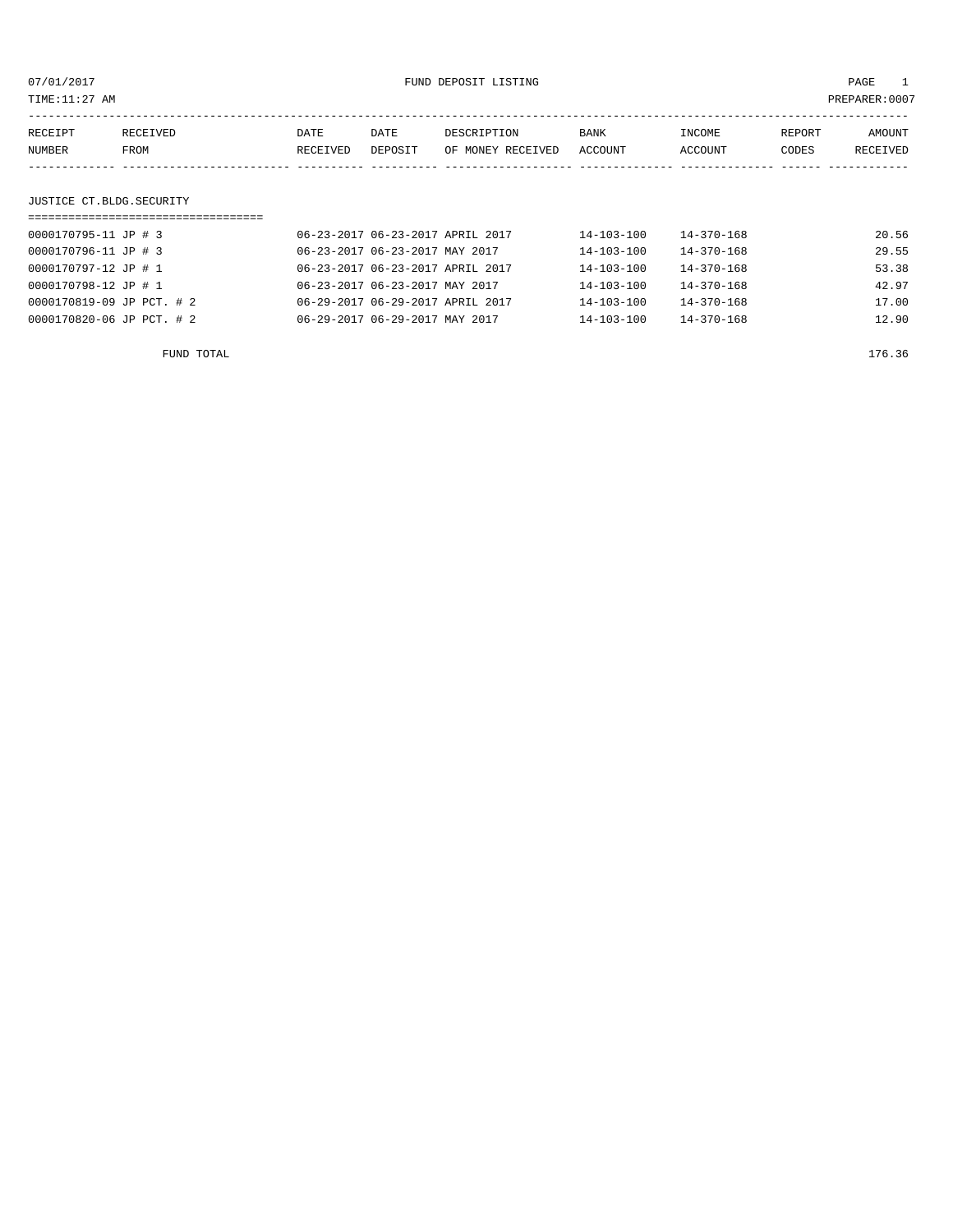07/01/2017 FUND DEPOSIT LISTING

TIME:11:27 AM PREPARER:0007

| RECEIPT NUMBER | RECEIVED FROM | DATE RECEIVED | DATE DEPOSIT | DESCRIPTION OF MONEY RECEIVED | BANK ACCOUNT | INCOME ACCOUNT | REPORT CODES | AMOUNT RECEIVED |
|---|---|---|---|---|---|---|---|---|

## JUSTICE CT.BLDG.SECURITY

| RECEIPT NUMBER | RECEIVED FROM | DATE RECEIVED | DATE DEPOSIT | DESCRIPTION OF MONEY RECEIVED | BANK ACCOUNT | INCOME ACCOUNT | REPORT CODES | AMOUNT RECEIVED |
|---|---|---|---|---|---|---|---|---|
| 0000170795-11 | JP # 3 | 06-23-2017 | 06-23-2017 | APRIL 2017 | 14-103-100 | 14-370-168 | | 20.56 |
| 0000170796-11 | JP # 3 | 06-23-2017 | 06-23-2017 | MAY 2017 | 14-103-100 | 14-370-168 | | 29.55 |
| 0000170797-12 | JP # 1 | 06-23-2017 | 06-23-2017 | APRIL 2017 | 14-103-100 | 14-370-168 | | 53.38 |
| 0000170798-12 | JP # 1 | 06-23-2017 | 06-23-2017 | MAY 2017 | 14-103-100 | 14-370-168 | | 42.97 |
| 0000170819-09 | JP PCT. # 2 | 06-29-2017 | 06-29-2017 | APRIL 2017 | 14-103-100 | 14-370-168 | | 17.00 |
| 0000170820-06 | JP PCT. # 2 | 06-29-2017 | 06-29-2017 | MAY 2017 | 14-103-100 | 14-370-168 | | 12.90 |

FUND TOTAL 176.36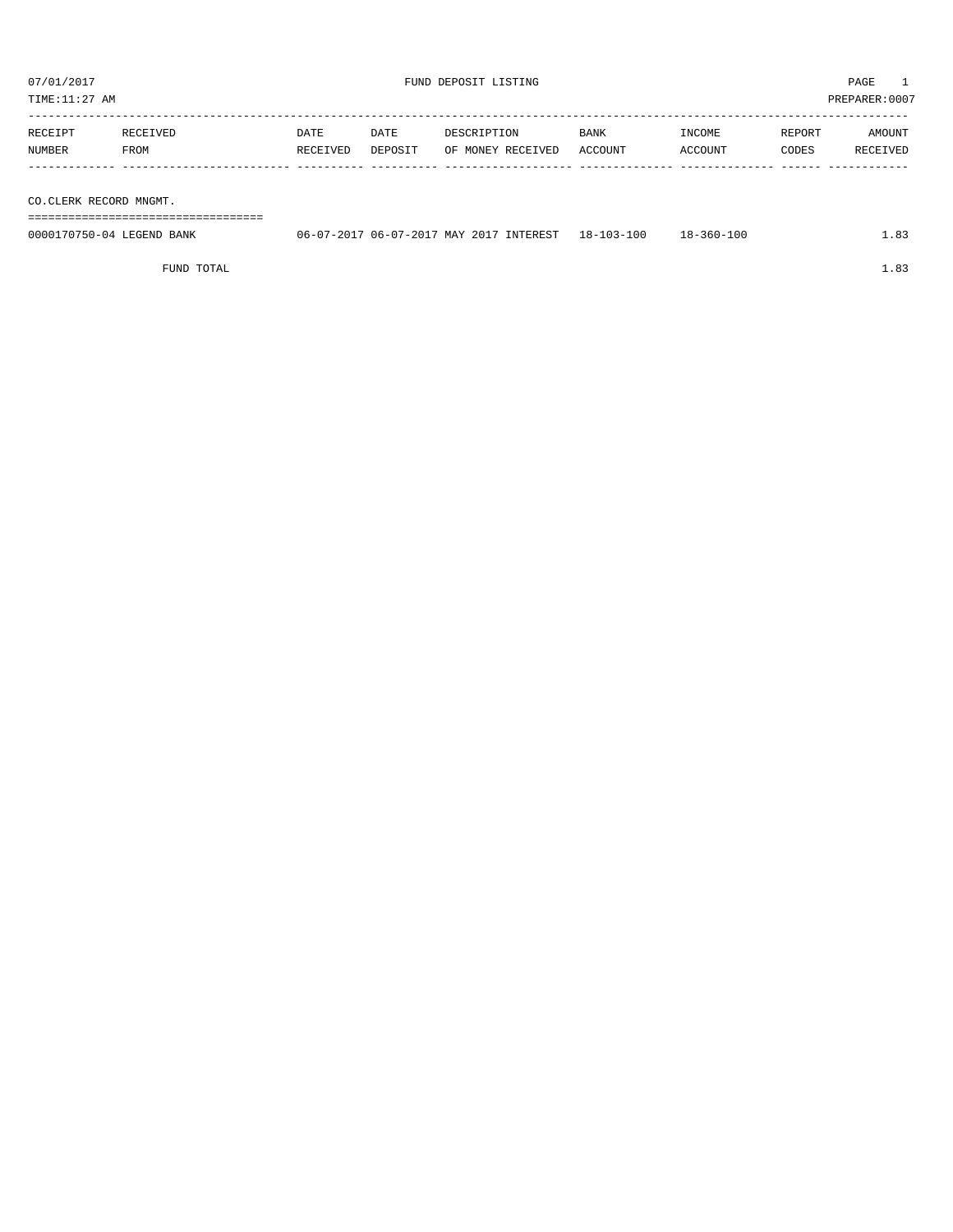07/01/2017 FUND DEPOSIT LISTING

TIME:11:27 AM PREPARER:0007

| RECEIPT NUMBER | RECEIVED FROM | DATE RECEIVED | DATE DEPOSIT | DESCRIPTION OF MONEY RECEIVED | BANK ACCOUNT | INCOME ACCOUNT | REPORT CODES | AMOUNT RECEIVED |
|---|---|---|---|---|---|---|---|---|
| **CO.CLERK RECORD MNGMT.** | | | | | | | | |
| 0000170750-04 | LEGEND BANK | 06-07-2017 | 06-07-2017 | MAY 2017 INTEREST | 18-103-100 | 18-360-100 | | 1.83 |
| | FUND TOTAL | | | | | | | 1.83 |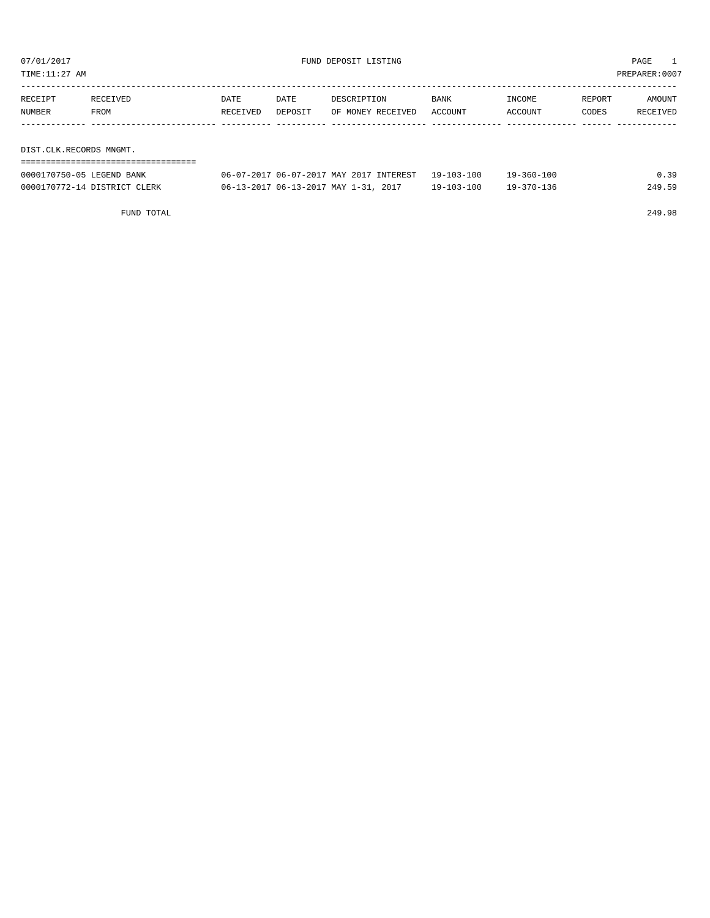07/01/2017 FUND DEPOSIT LISTING

TIME:11:27 AM PREPARER:0007

| RECEIPT NUMBER | RECEIVED FROM | DATE RECEIVED | DATE DEPOSIT | DESCRIPTION OF MONEY RECEIVED | BANK ACCOUNT | INCOME ACCOUNT | REPORT CODES | AMOUNT RECEIVED |
|---|---|---|---|---|---|---|---|---|
| **DIST.CLK.RECORDS MNGMT.** | | | | | | | | |
| 0000170750-05 | LEGEND BANK | 06-07-2017 | 06-07-2017 | MAY 2017 INTEREST | 19-103-100 | 19-360-100 | | 0.39 |
| 0000170772-14 | DISTRICT CLERK | 06-13-2017 | 06-13-2017 | MAY 1-31, 2017 | 19-103-100 | 19-370-136 | | 249.59 |
| | FUND TOTAL | | | | | | | 249.98 |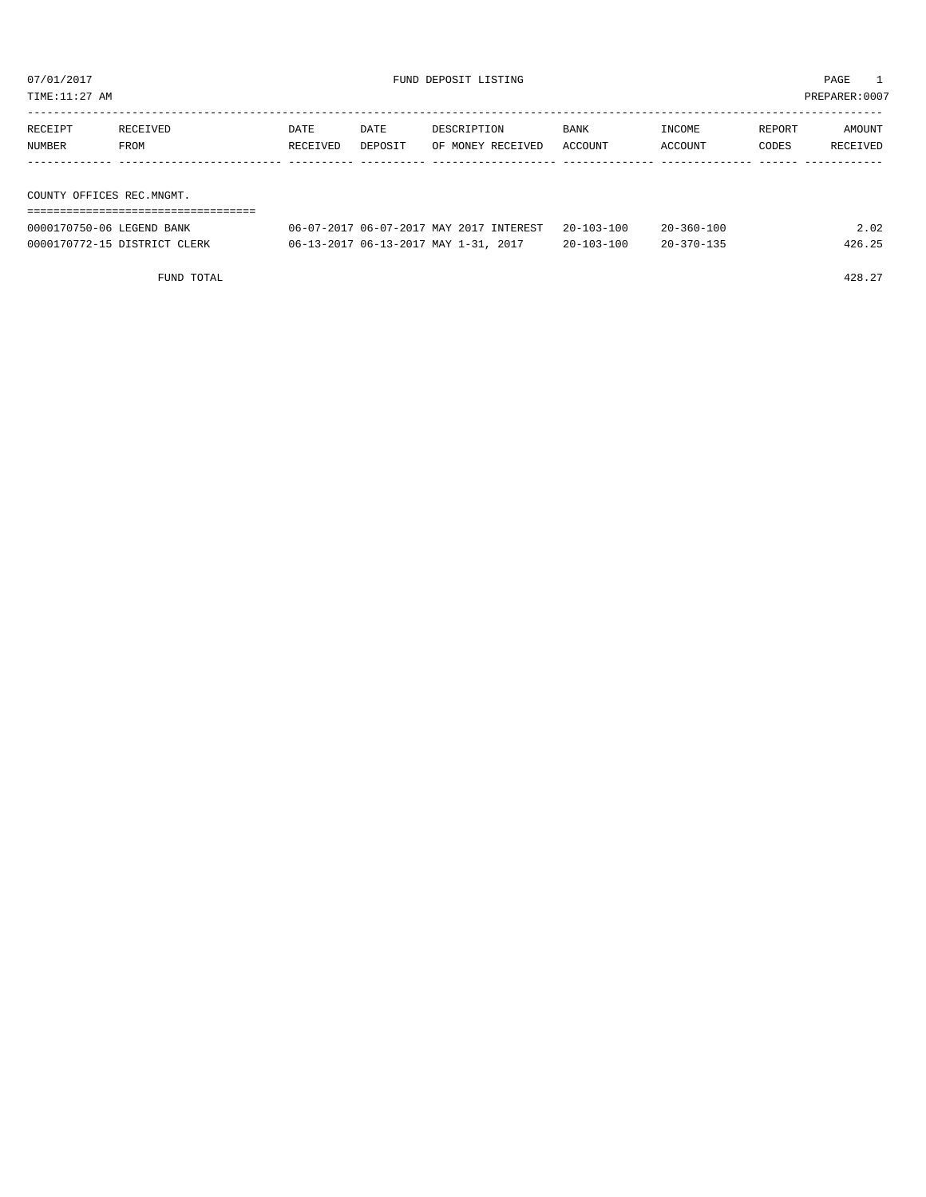07/01/2017 FUND DEPOSIT LISTING

TIME:11:27 AM PREPARER:0007

| RECEIPT NUMBER | RECEIVED FROM | DATE RECEIVED | DATE DEPOSIT | DESCRIPTION OF MONEY RECEIVED | BANK ACCOUNT | INCOME ACCOUNT | REPORT CODES | AMOUNT RECEIVED |
|---|---|---|---|---|---|---|---|---|
| **COUNTY OFFICES REC.MNGMT.** | | | | | | | | |
| 0000170750-06 | LEGEND BANK | 06-07-2017 | 06-07-2017 | MAY 2017 INTEREST | 20-103-100 | 20-360-100 | | 2.02 |
| 0000170772-15 | DISTRICT CLERK | 06-13-2017 | 06-13-2017 | MAY 1-31, 2017 | 20-103-100 | 20-370-135 | | 426.25 |
| | FUND TOTAL | | | | | | | 428.27 |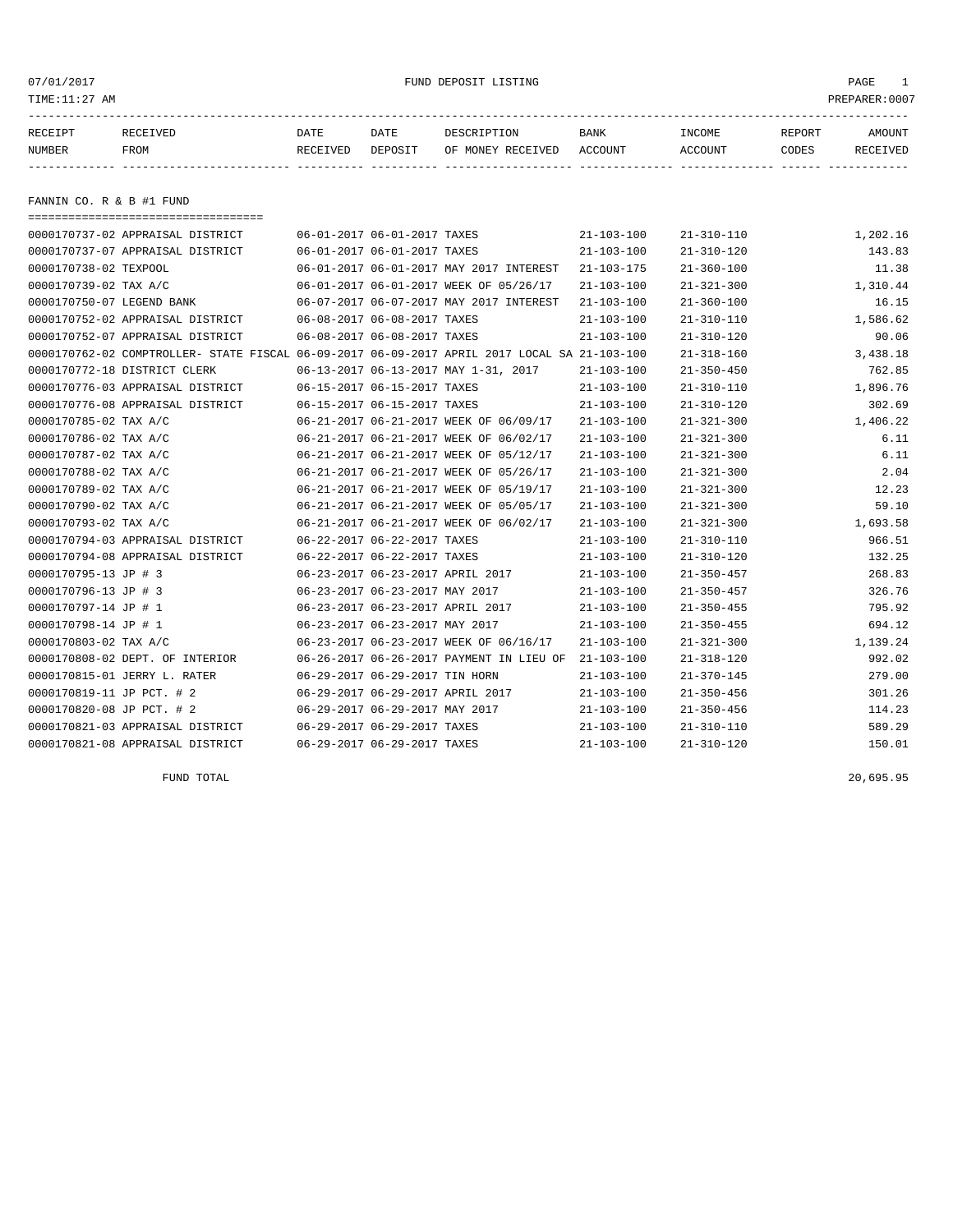07/01/2017 FUND DEPOSIT LISTING

TIME:11:27 AM PREPARER:0007

## FANNIN CO. R & B #1 FUND

| RECEIPT NUMBER | RECEIVED FROM | DATE RECEIVED | DATE DEPOSIT | DESCRIPTION OF MONEY RECEIVED | BANK ACCOUNT | INCOME ACCOUNT | REPORT CODES | AMOUNT RECEIVED |
|---|---|---|---|---|---|---|---|---|
| 0000170737-02 | APPRAISAL DISTRICT | 06-01-2017 | 06-01-2017 | TAXES | 21-103-100 | 21-310-110 | | 1,202.16 |
| 0000170737-07 | APPRAISAL DISTRICT | 06-01-2017 | 06-01-2017 | TAXES | 21-103-100 | 21-310-120 | | 143.83 |
| 0000170738-02 | TEXPOOL | 06-01-2017 | 06-01-2017 | MAY 2017 INTEREST | 21-103-175 | 21-360-100 | | 11.38 |
| 0000170739-02 | TAX A/C | 06-01-2017 | 06-01-2017 | WEEK OF 05/26/17 | 21-103-100 | 21-321-300 | | 1,310.44 |
| 0000170750-07 | LEGEND BANK | 06-07-2017 | 06-07-2017 | MAY 2017 INTEREST | 21-103-100 | 21-360-100 | | 16.15 |
| 0000170752-02 | APPRAISAL DISTRICT | 06-08-2017 | 06-08-2017 | TAXES | 21-103-100 | 21-310-110 | | 1,586.62 |
| 0000170752-07 | APPRAISAL DISTRICT | 06-08-2017 | 06-08-2017 | TAXES | 21-103-100 | 21-310-120 | | 90.06 |
| 0000170762-02 | COMPTROLLER- STATE FISCAL | 06-09-2017 | 06-09-2017 | APRIL 2017 LOCAL SA | 21-103-100 | 21-318-160 | | 3,438.18 |
| 0000170772-18 | DISTRICT CLERK | 06-13-2017 | 06-13-2017 | MAY 1-31, 2017 | 21-103-100 | 21-350-450 | | 762.85 |
| 0000170776-03 | APPRAISAL DISTRICT | 06-15-2017 | 06-15-2017 | TAXES | 21-103-100 | 21-310-110 | | 1,896.76 |
| 0000170776-08 | APPRAISAL DISTRICT | 06-15-2017 | 06-15-2017 | TAXES | 21-103-100 | 21-310-120 | | 302.69 |
| 0000170785-02 | TAX A/C | 06-21-2017 | 06-21-2017 | WEEK OF 06/09/17 | 21-103-100 | 21-321-300 | | 1,406.22 |
| 0000170786-02 | TAX A/C | 06-21-2017 | 06-21-2017 | WEEK OF 06/02/17 | 21-103-100 | 21-321-300 | | 6.11 |
| 0000170787-02 | TAX A/C | 06-21-2017 | 06-21-2017 | WEEK OF 05/12/17 | 21-103-100 | 21-321-300 | | 6.11 |
| 0000170788-02 | TAX A/C | 06-21-2017 | 06-21-2017 | WEEK OF 05/26/17 | 21-103-100 | 21-321-300 | | 2.04 |
| 0000170789-02 | TAX A/C | 06-21-2017 | 06-21-2017 | WEEK OF 05/19/17 | 21-103-100 | 21-321-300 | | 12.23 |
| 0000170790-02 | TAX A/C | 06-21-2017 | 06-21-2017 | WEEK OF 05/05/17 | 21-103-100 | 21-321-300 | | 59.10 |
| 0000170793-02 | TAX A/C | 06-21-2017 | 06-21-2017 | WEEK OF 06/02/17 | 21-103-100 | 21-321-300 | | 1,693.58 |
| 0000170794-03 | APPRAISAL DISTRICT | 06-22-2017 | 06-22-2017 | TAXES | 21-103-100 | 21-310-110 | | 966.51 |
| 0000170794-08 | APPRAISAL DISTRICT | 06-22-2017 | 06-22-2017 | TAXES | 21-103-100 | 21-310-120 | | 132.25 |
| 0000170795-13 | JP # 3 | 06-23-2017 | 06-23-2017 | APRIL 2017 | 21-103-100 | 21-350-457 | | 268.83 |
| 0000170796-13 | JP # 3 | 06-23-2017 | 06-23-2017 | MAY 2017 | 21-103-100 | 21-350-457 | | 326.76 |
| 0000170797-14 | JP # 1 | 06-23-2017 | 06-23-2017 | APRIL 2017 | 21-103-100 | 21-350-455 | | 795.92 |
| 0000170798-14 | JP # 1 | 06-23-2017 | 06-23-2017 | MAY 2017 | 21-103-100 | 21-350-455 | | 694.12 |
| 0000170803-02 | TAX A/C | 06-23-2017 | 06-23-2017 | WEEK OF 06/16/17 | 21-103-100 | 21-321-300 | | 1,139.24 |
| 0000170808-02 | DEPT. OF INTERIOR | 06-26-2017 | 06-26-2017 | PAYMENT IN LIEU OF | 21-103-100 | 21-318-120 | | 992.02 |
| 0000170815-01 | JERRY L. RATER | 06-29-2017 | 06-29-2017 | TIN HORN | 21-103-100 | 21-370-145 | | 279.00 |
| 0000170819-11 | JP PCT. # 2 | 06-29-2017 | 06-29-2017 | APRIL 2017 | 21-103-100 | 21-350-456 | | 301.26 |
| 0000170820-08 | JP PCT. # 2 | 06-29-2017 | 06-29-2017 | MAY 2017 | 21-103-100 | 21-350-456 | | 114.23 |
| 0000170821-03 | APPRAISAL DISTRICT | 06-29-2017 | 06-29-2017 | TAXES | 21-103-100 | 21-310-110 | | 589.29 |
| 0000170821-08 | APPRAISAL DISTRICT | 06-29-2017 | 06-29-2017 | TAXES | 21-103-100 | 21-310-120 | | 150.01 |

FUND TOTAL 20,695.95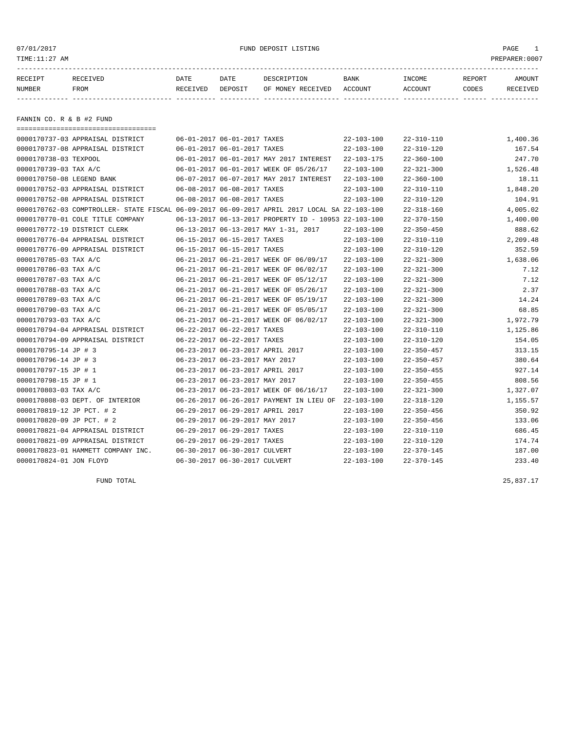07/01/2017 FUND DEPOSIT LISTING

TIME:11:27 AM PREPARER:0007

| RECEIPT NUMBER | RECEIVED FROM | DATE RECEIVED | DATE DEPOSIT | DESCRIPTION OF MONEY RECEIVED | BANK ACCOUNT | INCOME ACCOUNT | REPORT CODES | AMOUNT RECEIVED |
|---|---|---|---|---|---|---|---|---|

## FANNIN CO. R & B #2 FUND

| RECEIPT NUMBER | RECEIVED FROM | DATE RECEIVED | DATE DEPOSIT | DESCRIPTION OF MONEY RECEIVED | BANK ACCOUNT | INCOME ACCOUNT | REPORT CODES | AMOUNT RECEIVED |
|---|---|---|---|---|---|---|---|---|
| 0000170737-03 | APPRAISAL DISTRICT | 06-01-2017 | 06-01-2017 | TAXES | 22-103-100 | 22-310-110 | | 1,400.36 |
| 0000170737-08 | APPRAISAL DISTRICT | 06-01-2017 | 06-01-2017 | TAXES | 22-103-100 | 22-310-120 | | 167.54 |
| 0000170738-03 | TEXPOOL | 06-01-2017 | 06-01-2017 | MAY 2017 INTEREST | 22-103-175 | 22-360-100 | | 247.70 |
| 0000170739-03 | TAX A/C | 06-01-2017 | 06-01-2017 | WEEK OF 05/26/17 | 22-103-100 | 22-321-300 | | 1,526.48 |
| 0000170750-08 | LEGEND BANK | 06-07-2017 | 06-07-2017 | MAY 2017 INTEREST | 22-103-100 | 22-360-100 | | 18.11 |
| 0000170752-03 | APPRAISAL DISTRICT | 06-08-2017 | 06-08-2017 | TAXES | 22-103-100 | 22-310-110 | | 1,848.20 |
| 0000170752-08 | APPRAISAL DISTRICT | 06-08-2017 | 06-08-2017 | TAXES | 22-103-100 | 22-310-120 | | 104.91 |
| 0000170762-03 | COMPTROLLER- STATE FISCAL | 06-09-2017 | 06-09-2017 | APRIL 2017 LOCAL SA | 22-103-100 | 22-318-160 | | 4,005.02 |
| 0000170770-01 | COLE TITLE COMPANY | 06-13-2017 | 06-13-2017 | PROPERTY ID - 10953 | 22-103-100 | 22-370-150 | | 1,400.00 |
| 0000170772-19 | DISTRICT CLERK | 06-13-2017 | 06-13-2017 | MAY 1-31, 2017 | 22-103-100 | 22-350-450 | | 888.62 |
| 0000170776-04 | APPRAISAL DISTRICT | 06-15-2017 | 06-15-2017 | TAXES | 22-103-100 | 22-310-110 | | 2,209.48 |
| 0000170776-09 | APPRAISAL DISTRICT | 06-15-2017 | 06-15-2017 | TAXES | 22-103-100 | 22-310-120 | | 352.59 |
| 0000170785-03 | TAX A/C | 06-21-2017 | 06-21-2017 | WEEK OF 06/09/17 | 22-103-100 | 22-321-300 | | 1,638.06 |
| 0000170786-03 | TAX A/C | 06-21-2017 | 06-21-2017 | WEEK OF 06/02/17 | 22-103-100 | 22-321-300 | | 7.12 |
| 0000170787-03 | TAX A/C | 06-21-2017 | 06-21-2017 | WEEK OF 05/12/17 | 22-103-100 | 22-321-300 | | 7.12 |
| 0000170788-03 | TAX A/C | 06-21-2017 | 06-21-2017 | WEEK OF 05/26/17 | 22-103-100 | 22-321-300 | | 2.37 |
| 0000170789-03 | TAX A/C | 06-21-2017 | 06-21-2017 | WEEK OF 05/19/17 | 22-103-100 | 22-321-300 | | 14.24 |
| 0000170790-03 | TAX A/C | 06-21-2017 | 06-21-2017 | WEEK OF 05/05/17 | 22-103-100 | 22-321-300 | | 68.85 |
| 0000170793-03 | TAX A/C | 06-21-2017 | 06-21-2017 | WEEK OF 06/02/17 | 22-103-100 | 22-321-300 | | 1,972.79 |
| 0000170794-04 | APPRAISAL DISTRICT | 06-22-2017 | 06-22-2017 | TAXES | 22-103-100 | 22-310-110 | | 1,125.86 |
| 0000170794-09 | APPRAISAL DISTRICT | 06-22-2017 | 06-22-2017 | TAXES | 22-103-100 | 22-310-120 | | 154.05 |
| 0000170795-14 | JP # 3 | 06-23-2017 | 06-23-2017 | APRIL 2017 | 22-103-100 | 22-350-457 | | 313.15 |
| 0000170796-14 | JP # 3 | 06-23-2017 | 06-23-2017 | MAY 2017 | 22-103-100 | 22-350-457 | | 380.64 |
| 0000170797-15 | JP # 1 | 06-23-2017 | 06-23-2017 | APRIL 2017 | 22-103-100 | 22-350-455 | | 927.14 |
| 0000170798-15 | JP # 1 | 06-23-2017 | 06-23-2017 | MAY 2017 | 22-103-100 | 22-350-455 | | 808.56 |
| 0000170803-03 | TAX A/C | 06-23-2017 | 06-23-2017 | WEEK OF 06/16/17 | 22-103-100 | 22-321-300 | | 1,327.07 |
| 0000170808-03 | DEPT. OF INTERIOR | 06-26-2017 | 06-26-2017 | PAYMENT IN LIEU OF | 22-103-100 | 22-318-120 | | 1,155.57 |
| 0000170819-12 | JP PCT. # 2 | 06-29-2017 | 06-29-2017 | APRIL 2017 | 22-103-100 | 22-350-456 | | 350.92 |
| 0000170820-09 | JP PCT. # 2 | 06-29-2017 | 06-29-2017 | MAY 2017 | 22-103-100 | 22-350-456 | | 133.06 |
| 0000170821-04 | APPRAISAL DISTRICT | 06-29-2017 | 06-29-2017 | TAXES | 22-103-100 | 22-310-110 | | 686.45 |
| 0000170821-09 | APPRAISAL DISTRICT | 06-29-2017 | 06-29-2017 | TAXES | 22-103-100 | 22-310-120 | | 174.74 |
| 0000170823-01 | HAMMETT COMPANY INC. | 06-30-2017 | 06-30-2017 | CULVERT | 22-103-100 | 22-370-145 | | 187.00 |
| 0000170824-01 | JON FLOYD | 06-30-2017 | 06-30-2017 | CULVERT | 22-103-100 | 22-370-145 | | 233.40 |
| | FUND TOTAL | | | | | | | 25,837.17 |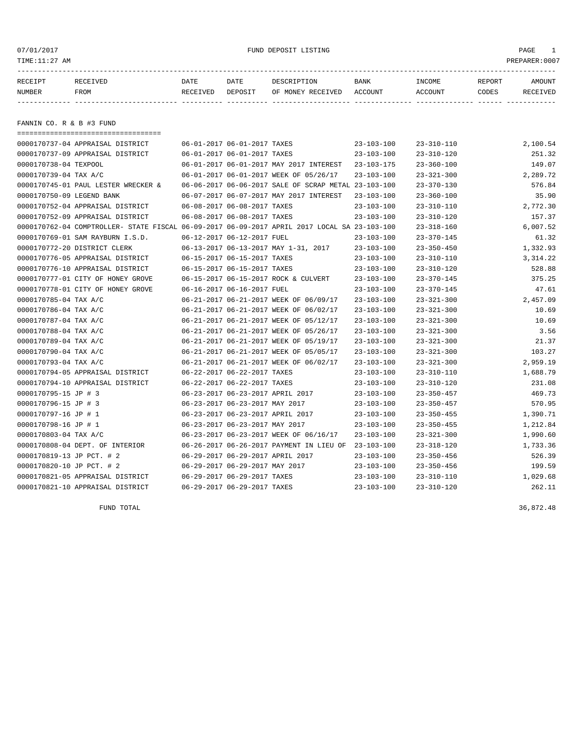07/01/2017 FUND DEPOSIT LISTING

TIME:11:27 AM PREPARER:0007

| RECEIPT NUMBER | RECEIVED FROM | DATE RECEIVED | DATE DEPOSIT | DESCRIPTION OF MONEY RECEIVED | BANK ACCOUNT | INCOME ACCOUNT | REPORT CODES | AMOUNT RECEIVED |
|---|---|---|---|---|---|---|---|---|

## FANNIN CO. R & B #3 FUND

| RECEIPT NUMBER | RECEIVED FROM | DATE RECEIVED | DATE DEPOSIT | DESCRIPTION OF MONEY RECEIVED | BANK ACCOUNT | INCOME ACCOUNT | REPORT CODES | AMOUNT RECEIVED |
|---|---|---|---|---|---|---|---|---|
| 0000170737-04 | APPRAISAL DISTRICT | 06-01-2017 | 06-01-2017 | TAXES | 23-103-100 | 23-310-110 | | 2,100.54 |
| 0000170737-09 | APPRAISAL DISTRICT | 06-01-2017 | 06-01-2017 | TAXES | 23-103-100 | 23-310-120 | | 251.32 |
| 0000170738-04 | TEXPOOL | 06-01-2017 | 06-01-2017 | MAY 2017 INTEREST | 23-103-175 | 23-360-100 | | 149.07 |
| 0000170739-04 | TAX A/C | 06-01-2017 | 06-01-2017 | WEEK OF 05/26/17 | 23-103-100 | 23-321-300 | | 2,289.72 |
| 0000170745-01 | PAUL LESTER WRECKER & | 06-06-2017 | 06-06-2017 | SALE OF SCRAP METAL | 23-103-100 | 23-370-130 | | 576.84 |
| 0000170750-09 | LEGEND BANK | 06-07-2017 | 06-07-2017 | MAY 2017 INTEREST | 23-103-100 | 23-360-100 | | 35.90 |
| 0000170752-04 | APPRAISAL DISTRICT | 06-08-2017 | 06-08-2017 | TAXES | 23-103-100 | 23-310-110 | | 2,772.30 |
| 0000170752-09 | APPRAISAL DISTRICT | 06-08-2017 | 06-08-2017 | TAXES | 23-103-100 | 23-310-120 | | 157.37 |
| 0000170762-04 | COMPTROLLER- STATE FISCAL | 06-09-2017 | 06-09-2017 | APRIL 2017 LOCAL SA | 23-103-100 | 23-318-160 | | 6,007.52 |
| 0000170769-01 | SAM RAYBURN I.S.D. | 06-12-2017 | 06-12-2017 | FUEL | 23-103-100 | 23-370-145 | | 61.32 |
| 0000170772-20 | DISTRICT CLERK | 06-13-2017 | 06-13-2017 | MAY 1-31, 2017 | 23-103-100 | 23-350-450 | | 1,332.93 |
| 0000170776-05 | APPRAISAL DISTRICT | 06-15-2017 | 06-15-2017 | TAXES | 23-103-100 | 23-310-110 | | 3,314.22 |
| 0000170776-10 | APPRAISAL DISTRICT | 06-15-2017 | 06-15-2017 | TAXES | 23-103-100 | 23-310-120 | | 528.88 |
| 0000170777-01 | CITY OF HONEY GROVE | 06-15-2017 | 06-15-2017 | ROCK & CULVERT | 23-103-100 | 23-370-145 | | 375.25 |
| 0000170778-01 | CITY OF HONEY GROVE | 06-16-2017 | 06-16-2017 | FUEL | 23-103-100 | 23-370-145 | | 47.61 |
| 0000170785-04 | TAX A/C | 06-21-2017 | 06-21-2017 | WEEK OF 06/09/17 | 23-103-100 | 23-321-300 | | 2,457.09 |
| 0000170786-04 | TAX A/C | 06-21-2017 | 06-21-2017 | WEEK OF 06/02/17 | 23-103-100 | 23-321-300 | | 10.69 |
| 0000170787-04 | TAX A/C | 06-21-2017 | 06-21-2017 | WEEK OF 05/12/17 | 23-103-100 | 23-321-300 | | 10.69 |
| 0000170788-04 | TAX A/C | 06-21-2017 | 06-21-2017 | WEEK OF 05/26/17 | 23-103-100 | 23-321-300 | | 3.56 |
| 0000170789-04 | TAX A/C | 06-21-2017 | 06-21-2017 | WEEK OF 05/19/17 | 23-103-100 | 23-321-300 | | 21.37 |
| 0000170790-04 | TAX A/C | 06-21-2017 | 06-21-2017 | WEEK OF 05/05/17 | 23-103-100 | 23-321-300 | | 103.27 |
| 0000170793-04 | TAX A/C | 06-21-2017 | 06-21-2017 | WEEK OF 06/02/17 | 23-103-100 | 23-321-300 | | 2,959.19 |
| 0000170794-05 | APPRAISAL DISTRICT | 06-22-2017 | 06-22-2017 | TAXES | 23-103-100 | 23-310-110 | | 1,688.79 |
| 0000170794-10 | APPRAISAL DISTRICT | 06-22-2017 | 06-22-2017 | TAXES | 23-103-100 | 23-310-120 | | 231.08 |
| 0000170795-15 | JP # 3 | 06-23-2017 | 06-23-2017 | APRIL 2017 | 23-103-100 | 23-350-457 | | 469.73 |
| 0000170796-15 | JP # 3 | 06-23-2017 | 06-23-2017 | MAY 2017 | 23-103-100 | 23-350-457 | | 570.95 |
| 0000170797-16 | JP # 1 | 06-23-2017 | 06-23-2017 | APRIL 2017 | 23-103-100 | 23-350-455 | | 1,390.71 |
| 0000170798-16 | JP # 1 | 06-23-2017 | 06-23-2017 | MAY 2017 | 23-103-100 | 23-350-455 | | 1,212.84 |
| 0000170803-04 | TAX A/C | 06-23-2017 | 06-23-2017 | WEEK OF 06/16/17 | 23-103-100 | 23-321-300 | | 1,990.60 |
| 0000170808-04 | DEPT. OF INTERIOR | 06-26-2017 | 06-26-2017 | PAYMENT IN LIEU OF | 23-103-100 | 23-318-120 | | 1,733.36 |
| 0000170819-13 | JP PCT. # 2 | 06-29-2017 | 06-29-2017 | APRIL 2017 | 23-103-100 | 23-350-456 | | 526.39 |
| 0000170820-10 | JP PCT. # 2 | 06-29-2017 | 06-29-2017 | MAY 2017 | 23-103-100 | 23-350-456 | | 199.59 |
| 0000170821-05 | APPRAISAL DISTRICT | 06-29-2017 | 06-29-2017 | TAXES | 23-103-100 | 23-310-110 | | 1,029.68 |
| 0000170821-10 | APPRAISAL DISTRICT | 06-29-2017 | 06-29-2017 | TAXES | 23-103-100 | 23-310-120 | | 262.11 |
| | FUND TOTAL | | | | | | | 36,872.48 |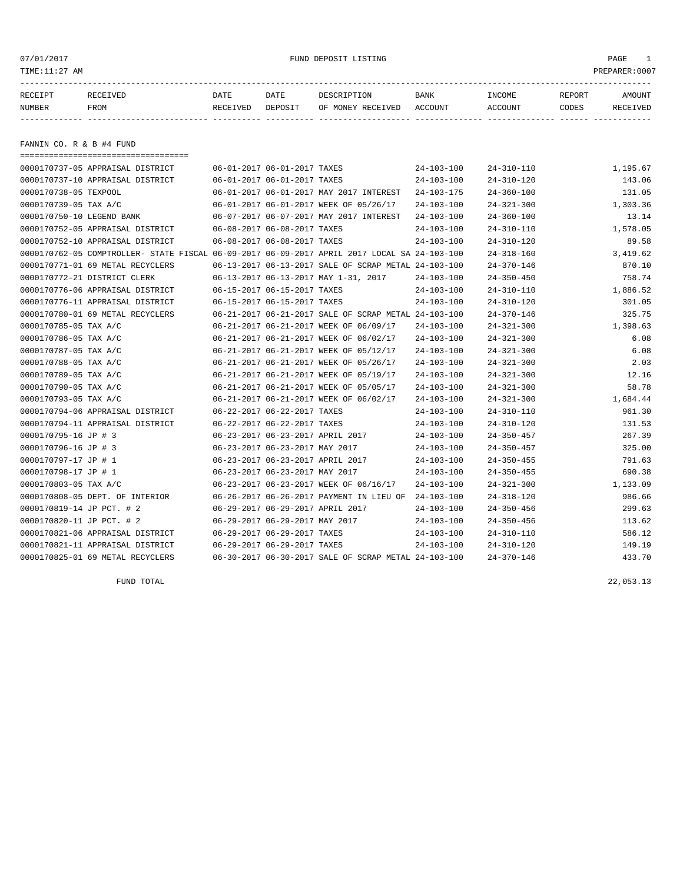07/01/2017 FUND DEPOSIT LISTING

TIME:11:27 AM PREPARER:0007

| RECEIPT NUMBER | RECEIVED FROM | DATE RECEIVED | DATE DEPOSIT | DESCRIPTION OF MONEY RECEIVED | BANK ACCOUNT | INCOME ACCOUNT | REPORT CODES | AMOUNT RECEIVED |
|---|---|---|---|---|---|---|---|---|

## FANNIN CO. R & B #4 FUND

| RECEIPT NUMBER | RECEIVED FROM | DATE RECEIVED | DATE DEPOSIT | DESCRIPTION OF MONEY RECEIVED | BANK ACCOUNT | INCOME ACCOUNT | REPORT CODES | AMOUNT RECEIVED |
|---|---|---|---|---|---|---|---|---|
| 0000170737-05 | APPRAISAL DISTRICT | 06-01-2017 | 06-01-2017 | TAXES | 24-103-100 | 24-310-110 | | 1,195.67 |
| 0000170737-10 | APPRAISAL DISTRICT | 06-01-2017 | 06-01-2017 | TAXES | 24-103-100 | 24-310-120 | | 143.06 |
| 0000170738-05 | TEXPOOL | 06-01-2017 | 06-01-2017 | MAY 2017 INTEREST | 24-103-175 | 24-360-100 | | 131.05 |
| 0000170739-05 | TAX A/C | 06-01-2017 | 06-01-2017 | WEEK OF 05/26/17 | 24-103-100 | 24-321-300 | | 1,303.36 |
| 0000170750-10 | LEGEND BANK | 06-07-2017 | 06-07-2017 | MAY 2017 INTEREST | 24-103-100 | 24-360-100 | | 13.14 |
| 0000170752-05 | APPRAISAL DISTRICT | 06-08-2017 | 06-08-2017 | TAXES | 24-103-100 | 24-310-110 | | 1,578.05 |
| 0000170752-10 | APPRAISAL DISTRICT | 06-08-2017 | 06-08-2017 | TAXES | 24-103-100 | 24-310-120 | | 89.58 |
| 0000170762-05 | COMPTROLLER- STATE FISCAL | 06-09-2017 | 06-09-2017 | APRIL 2017 LOCAL SA | 24-103-100 | 24-318-160 | | 3,419.62 |
| 0000170771-01 | 69 METAL RECYCLERS | 06-13-2017 | 06-13-2017 | SALE OF SCRAP METAL | 24-103-100 | 24-370-146 | | 870.10 |
| 0000170772-21 | DISTRICT CLERK | 06-13-2017 | 06-13-2017 | MAY 1-31, 2017 | 24-103-100 | 24-350-450 | | 758.74 |
| 0000170776-06 | APPRAISAL DISTRICT | 06-15-2017 | 06-15-2017 | TAXES | 24-103-100 | 24-310-110 | | 1,886.52 |
| 0000170776-11 | APPRAISAL DISTRICT | 06-15-2017 | 06-15-2017 | TAXES | 24-103-100 | 24-310-120 | | 301.05 |
| 0000170780-01 | 69 METAL RECYCLERS | 06-21-2017 | 06-21-2017 | SALE OF SCRAP METAL | 24-103-100 | 24-370-146 | | 325.75 |
| 0000170785-05 | TAX A/C | 06-21-2017 | 06-21-2017 | WEEK OF 06/09/17 | 24-103-100 | 24-321-300 | | 1,398.63 |
| 0000170786-05 | TAX A/C | 06-21-2017 | 06-21-2017 | WEEK OF 06/02/17 | 24-103-100 | 24-321-300 | | 6.08 |
| 0000170787-05 | TAX A/C | 06-21-2017 | 06-21-2017 | WEEK OF 05/12/17 | 24-103-100 | 24-321-300 | | 6.08 |
| 0000170788-05 | TAX A/C | 06-21-2017 | 06-21-2017 | WEEK OF 05/26/17 | 24-103-100 | 24-321-300 | | 2.03 |
| 0000170789-05 | TAX A/C | 06-21-2017 | 06-21-2017 | WEEK OF 05/19/17 | 24-103-100 | 24-321-300 | | 12.16 |
| 0000170790-05 | TAX A/C | 06-21-2017 | 06-21-2017 | WEEK OF 05/05/17 | 24-103-100 | 24-321-300 | | 58.78 |
| 0000170793-05 | TAX A/C | 06-21-2017 | 06-21-2017 | WEEK OF 06/02/17 | 24-103-100 | 24-321-300 | | 1,684.44 |
| 0000170794-06 | APPRAISAL DISTRICT | 06-22-2017 | 06-22-2017 | TAXES | 24-103-100 | 24-310-110 | | 961.30 |
| 0000170794-11 | APPRAISAL DISTRICT | 06-22-2017 | 06-22-2017 | TAXES | 24-103-100 | 24-310-120 | | 131.53 |
| 0000170795-16 | JP # 3 | 06-23-2017 | 06-23-2017 | APRIL 2017 | 24-103-100 | 24-350-457 | | 267.39 |
| 0000170796-16 | JP # 3 | 06-23-2017 | 06-23-2017 | MAY 2017 | 24-103-100 | 24-350-457 | | 325.00 |
| 0000170797-17 | JP # 1 | 06-23-2017 | 06-23-2017 | APRIL 2017 | 24-103-100 | 24-350-455 | | 791.63 |
| 0000170798-17 | JP # 1 | 06-23-2017 | 06-23-2017 | MAY 2017 | 24-103-100 | 24-350-455 | | 690.38 |
| 0000170803-05 | TAX A/C | 06-23-2017 | 06-23-2017 | WEEK OF 06/16/17 | 24-103-100 | 24-321-300 | | 1,133.09 |
| 0000170808-05 | DEPT. OF INTERIOR | 06-26-2017 | 06-26-2017 | PAYMENT IN LIEU OF | 24-103-100 | 24-318-120 | | 986.66 |
| 0000170819-14 | JP PCT. # 2 | 06-29-2017 | 06-29-2017 | APRIL 2017 | 24-103-100 | 24-350-456 | | 299.63 |
| 0000170820-11 | JP PCT. # 2 | 06-29-2017 | 06-29-2017 | MAY 2017 | 24-103-100 | 24-350-456 | | 113.62 |
| 0000170821-06 | APPRAISAL DISTRICT | 06-29-2017 | 06-29-2017 | TAXES | 24-103-100 | 24-310-110 | | 586.12 |
| 0000170821-11 | APPRAISAL DISTRICT | 06-29-2017 | 06-29-2017 | TAXES | 24-103-100 | 24-310-120 | | 149.19 |
| 0000170825-01 | 69 METAL RECYCLERS | 06-30-2017 | 06-30-2017 | SALE OF SCRAP METAL | 24-103-100 | 24-370-146 | | 433.70 |

FUND TOTAL 22,053.13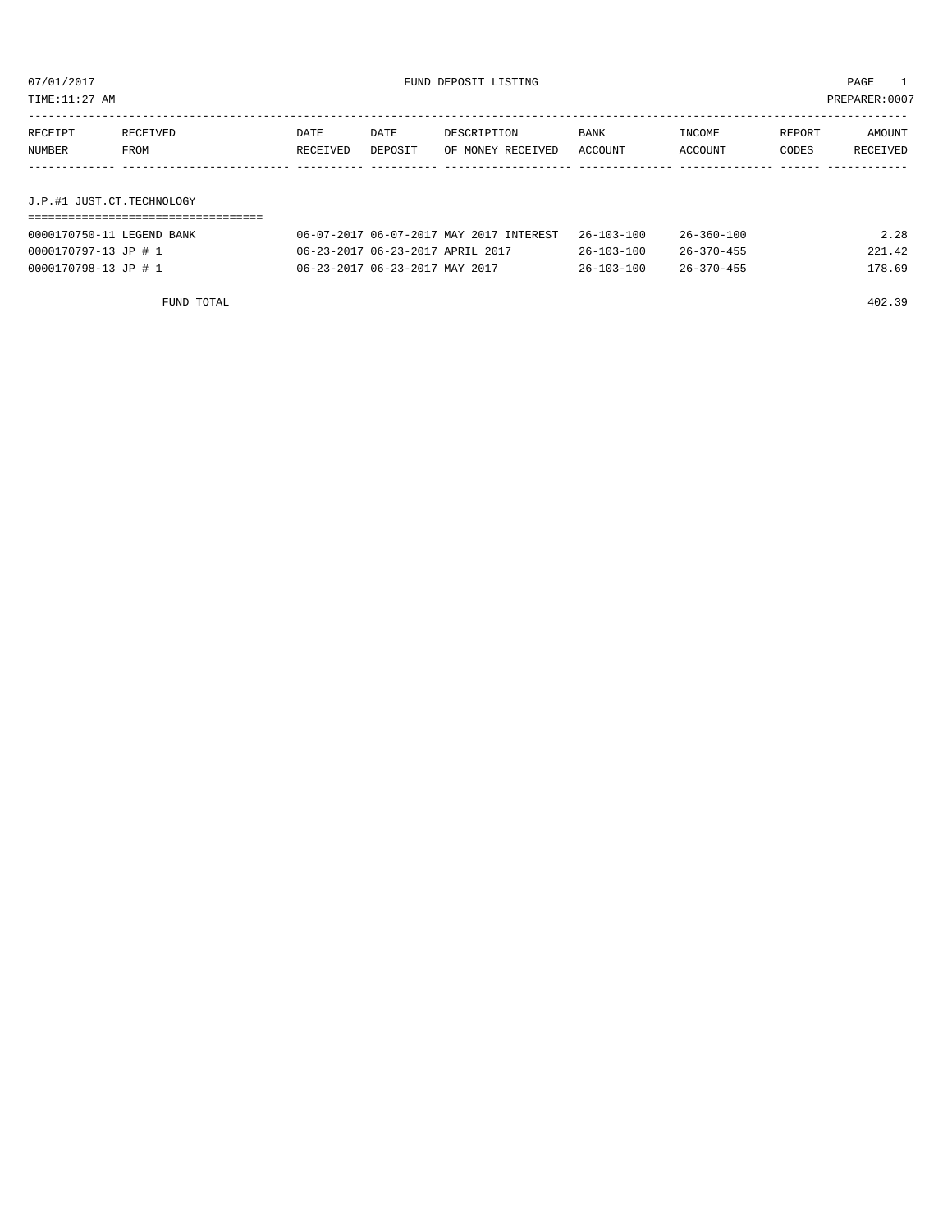07/01/2017 FUND DEPOSIT LISTING PAGE 1

TIME:11:27 AM PREPARER:0007

| RECEIPT NUMBER | RECEIVED FROM | DATE RECEIVED | DATE DEPOSIT | DESCRIPTION OF MONEY RECEIVED | BANK ACCOUNT | INCOME ACCOUNT | REPORT CODES | AMOUNT RECEIVED |
|---|---|---|---|---|---|---|---|---|

## J.P.#1 JUST.CT.TECHNOLOGY

| RECEIPT NUMBER | RECEIVED FROM | DATE RECEIVED | DATE DEPOSIT | DESCRIPTION OF MONEY RECEIVED | BANK ACCOUNT | INCOME ACCOUNT | REPORT CODES | AMOUNT RECEIVED |
|---|---|---|---|---|---|---|---|---|
| 0000170750-11 | LEGEND BANK | 06-07-2017 | 06-07-2017 | MAY 2017 INTEREST | 26-103-100 | 26-360-100 | | 2.28 |
| 0000170797-13 | JP # 1 | 06-23-2017 | 06-23-2017 | APRIL 2017 | 26-103-100 | 26-370-455 | | 221.42 |
| 0000170798-13 | JP # 1 | 06-23-2017 | 06-23-2017 | MAY 2017 | 26-103-100 | 26-370-455 | | 178.69 |
| | FUND TOTAL | | | | | | | 402.39 |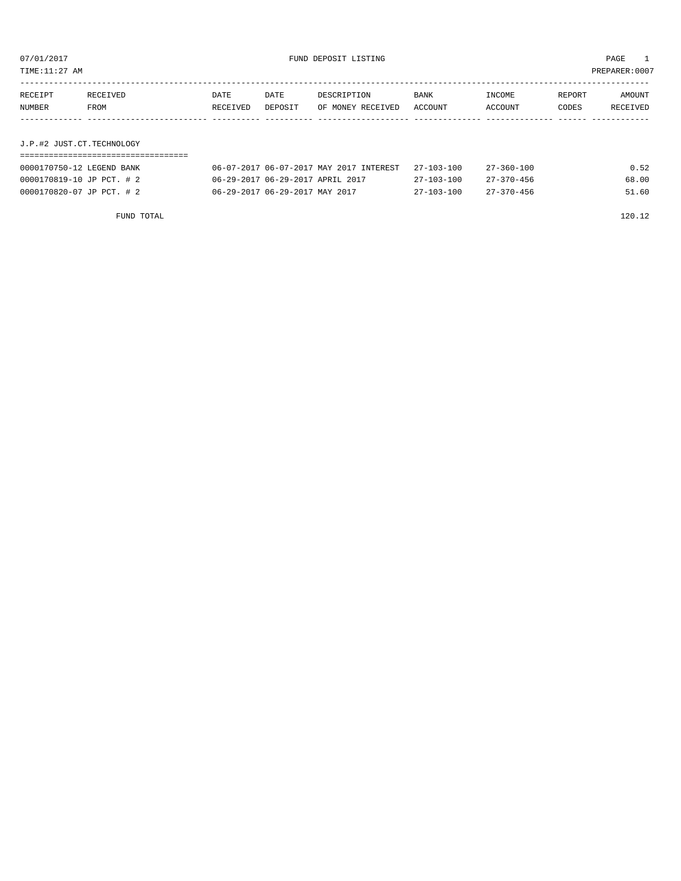07/01/2017 FUND DEPOSIT LISTING PAGE 1

TIME:11:27 AM PREPARER:0007

| RECEIPT NUMBER | RECEIVED FROM | DATE RECEIVED | DATE DEPOSIT | DESCRIPTION OF MONEY RECEIVED | BANK ACCOUNT | INCOME ACCOUNT | REPORT CODES | AMOUNT RECEIVED |
|---|---|---|---|---|---|---|---|---|

## J.P.#2 JUST.CT.TECHNOLOGY

| RECEIPT NUMBER | RECEIVED FROM | DATE RECEIVED | DATE DEPOSIT | DESCRIPTION OF MONEY RECEIVED | BANK ACCOUNT | INCOME ACCOUNT | REPORT CODES | AMOUNT RECEIVED |
|---|---|---|---|---|---|---|---|---|
| 0000170750-12 | LEGEND BANK | 06-07-2017 | 06-07-2017 | MAY 2017 INTEREST | 27-103-100 | 27-360-100 | | 0.52 |
| 0000170819-10 | JP PCT. # 2 | 06-29-2017 | 06-29-2017 | APRIL 2017 | 27-103-100 | 27-370-456 | | 68.00 |
| 0000170820-07 | JP PCT. # 2 | 06-29-2017 | 06-29-2017 | MAY 2017 | 27-103-100 | 27-370-456 | | 51.60 |
| | FUND TOTAL | | | | | | | 120.12 |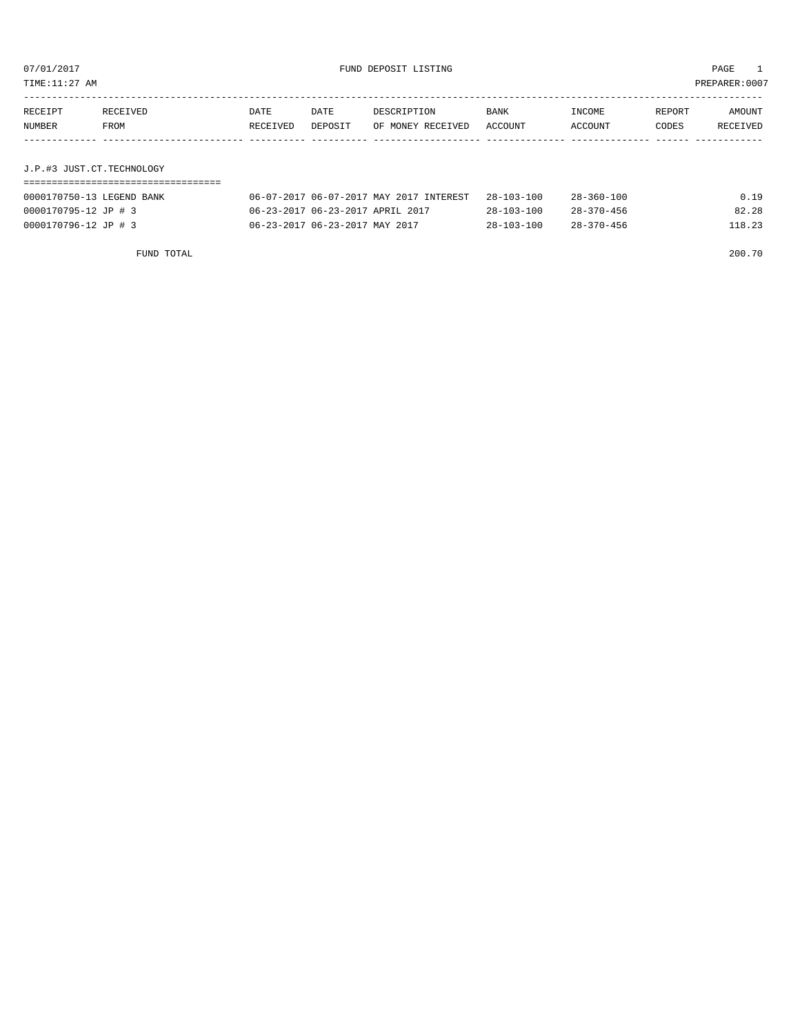07/01/2017 FUND DEPOSIT LISTING

TIME:11:27 AM PREPARER:0007

| RECEIPT NUMBER | RECEIVED FROM | DATE RECEIVED | DATE DEPOSIT | DESCRIPTION OF MONEY RECEIVED | BANK ACCOUNT | INCOME ACCOUNT | REPORT CODES | AMOUNT RECEIVED |
|---|---|---|---|---|---|---|---|---|

## J.P.#3 JUST.CT.TECHNOLOGY

| RECEIPT NUMBER | RECEIVED FROM | DATE RECEIVED | DATE DEPOSIT | DESCRIPTION OF MONEY RECEIVED | BANK ACCOUNT | INCOME ACCOUNT | REPORT CODES | AMOUNT RECEIVED |
|---|---|---|---|---|---|---|---|---|
| 0000170750-13 | LEGEND BANK | 06-07-2017 | 06-07-2017 | MAY 2017 INTEREST | 28-103-100 | 28-360-100 | | 0.19 |
| 0000170795-12 | JP # 3 | 06-23-2017 | 06-23-2017 | APRIL 2017 | 28-103-100 | 28-370-456 | | 82.28 |
| 0000170796-12 | JP # 3 | 06-23-2017 | 06-23-2017 | MAY 2017 | 28-103-100 | 28-370-456 | | 118.23 |

FUND TOTAL 200.70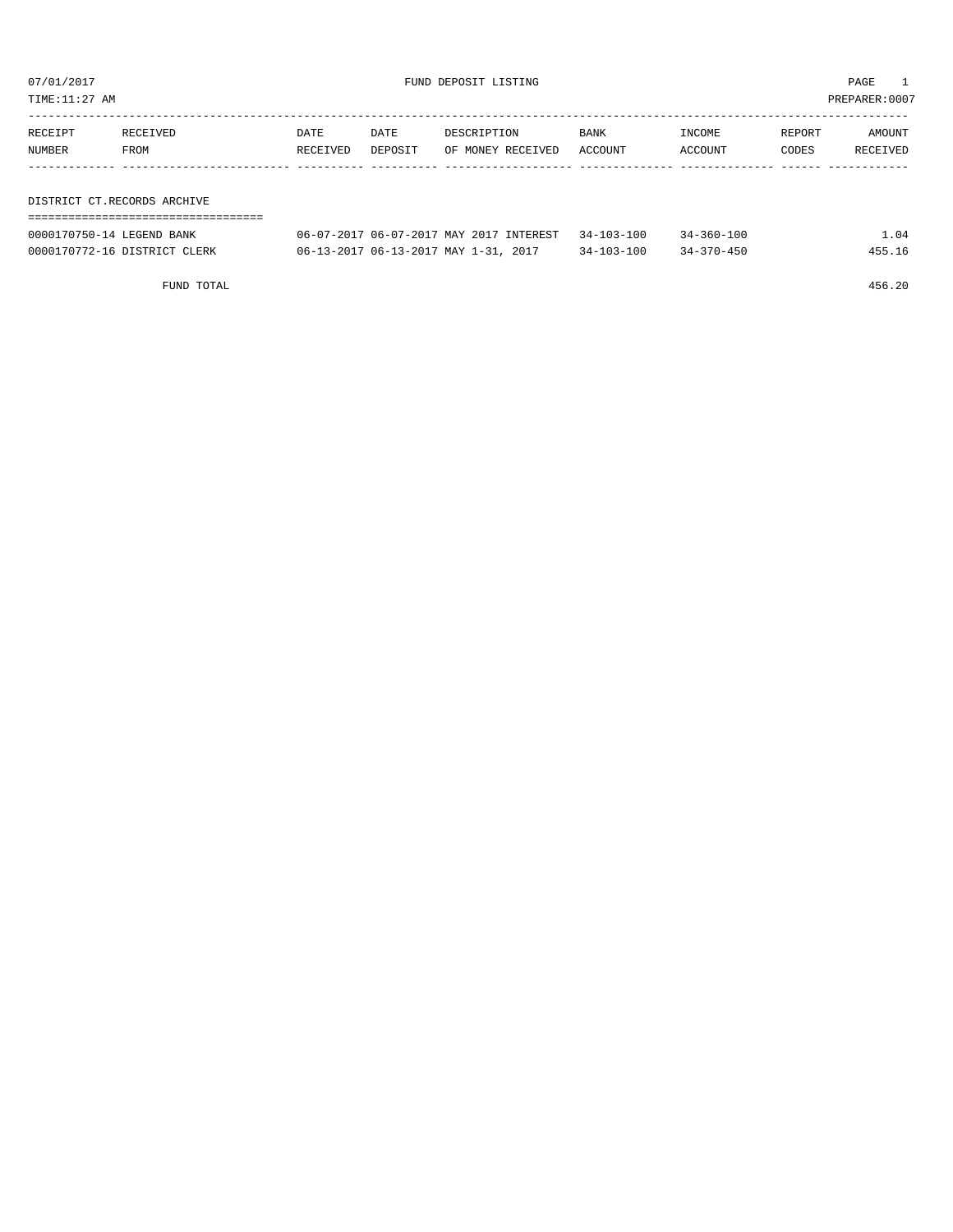07/01/2017 FUND DEPOSIT LISTING PAGE 1

TIME:11:27 AM PREPARER:0007

| RECEIPT NUMBER | RECEIVED FROM | DATE RECEIVED | DATE DEPOSIT | DESCRIPTION OF MONEY RECEIVED | BANK ACCOUNT | INCOME ACCOUNT | REPORT CODES | AMOUNT RECEIVED |
|---|---|---|---|---|---|---|---|---|
| **DISTRICT CT.RECORDS ARCHIVE** | | | | | | | | |
| 0000170750-14 | LEGEND BANK | 06-07-2017 | 06-07-2017 | MAY 2017 INTEREST | 34-103-100 | 34-360-100 | | 1.04 |
| 0000170772-16 | DISTRICT CLERK | 06-13-2017 | 06-13-2017 | MAY 1-31, 2017 | 34-103-100 | 34-370-450 | | 455.16 |
| | FUND TOTAL | | | | | | | 456.20 |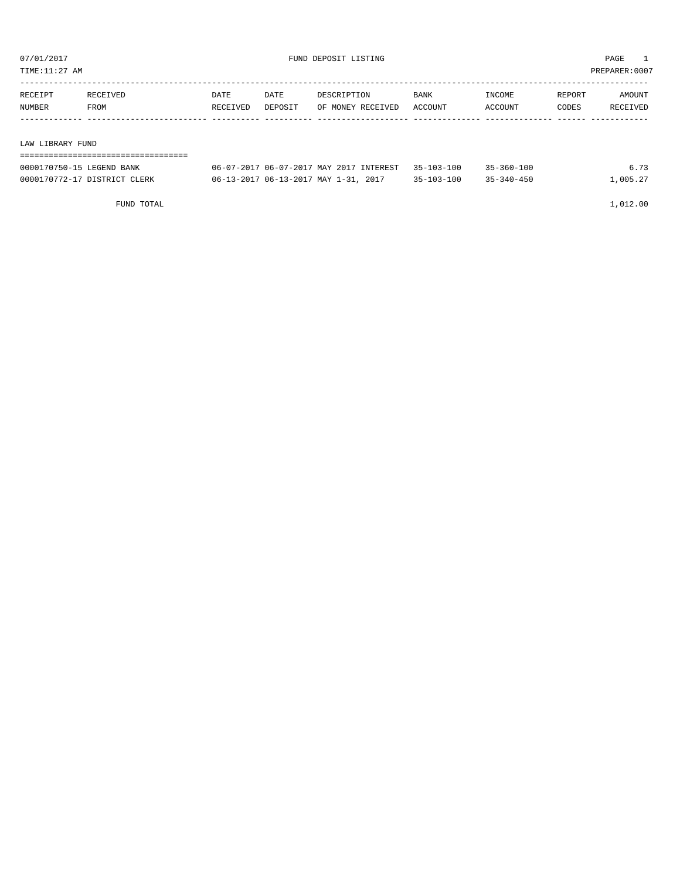07/01/2017 FUND DEPOSIT LISTING PAGE 1

TIME:11:27 AM PREPARER:0007

| RECEIPT NUMBER | RECEIVED FROM | DATE RECEIVED | DATE DEPOSIT | DESCRIPTION OF MONEY RECEIVED | BANK ACCOUNT | INCOME ACCOUNT | REPORT CODES | AMOUNT RECEIVED |
|---|---|---|---|---|---|---|---|---|
| LAW LIBRARY FUND | | | | | | | | |
| 0000170750-15 | LEGEND BANK | 06-07-2017 | 06-07-2017 | MAY 2017 INTEREST | 35-103-100 | 35-360-100 | | 6.73 |
| 0000170772-17 | DISTRICT CLERK | 06-13-2017 | 06-13-2017 | MAY 1-31, 2017 | 35-103-100 | 35-340-450 | | 1,005.27 |
| | FUND TOTAL | | | | | | | 1,012.00 |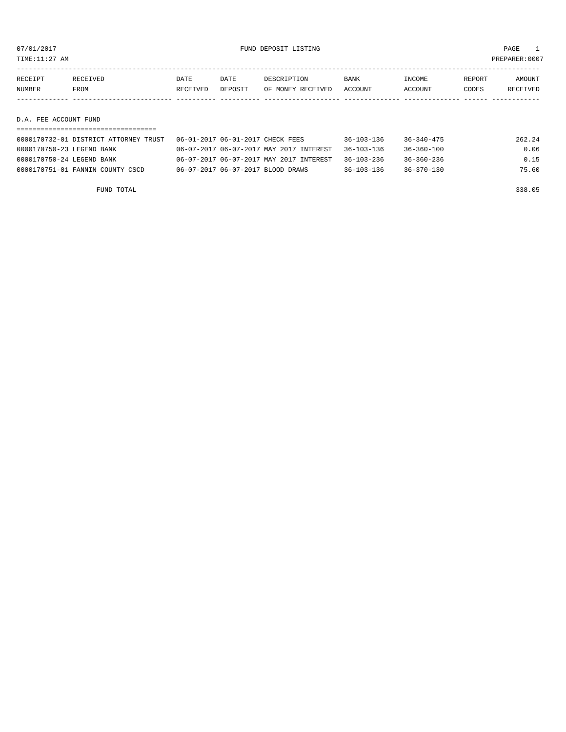07/01/2017 FUND DEPOSIT LISTING

TIME:11:27 AM PREPARER:0007

| RECEIPT NUMBER | RECEIVED FROM | DATE RECEIVED | DATE DEPOSIT | DESCRIPTION OF MONEY RECEIVED | BANK ACCOUNT | INCOME ACCOUNT | REPORT CODES | AMOUNT RECEIVED |
|---|---|---|---|---|---|---|---|---|
| **D.A. FEE ACCOUNT FUND** | | | | | | | | |
| 0000170732-01 | DISTRICT ATTORNEY TRUST | 06-01-2017 | 06-01-2017 | CHECK FEES | 36-103-136 | 36-340-475 | | 262.24 |
| 0000170750-23 | LEGEND BANK | 06-07-2017 | 06-07-2017 | MAY 2017 INTEREST | 36-103-136 | 36-360-100 | | 0.06 |
| 0000170750-24 | LEGEND BANK | 06-07-2017 | 06-07-2017 | MAY 2017 INTEREST | 36-103-236 | 36-360-236 | | 0.15 |
| 0000170751-01 | FANNIN COUNTY CSCD | 06-07-2017 | 06-07-2017 | BLOOD DRAWS | 36-103-136 | 36-370-130 | | 75.60 |
| | FUND TOTAL | | | | | | | 338.05 |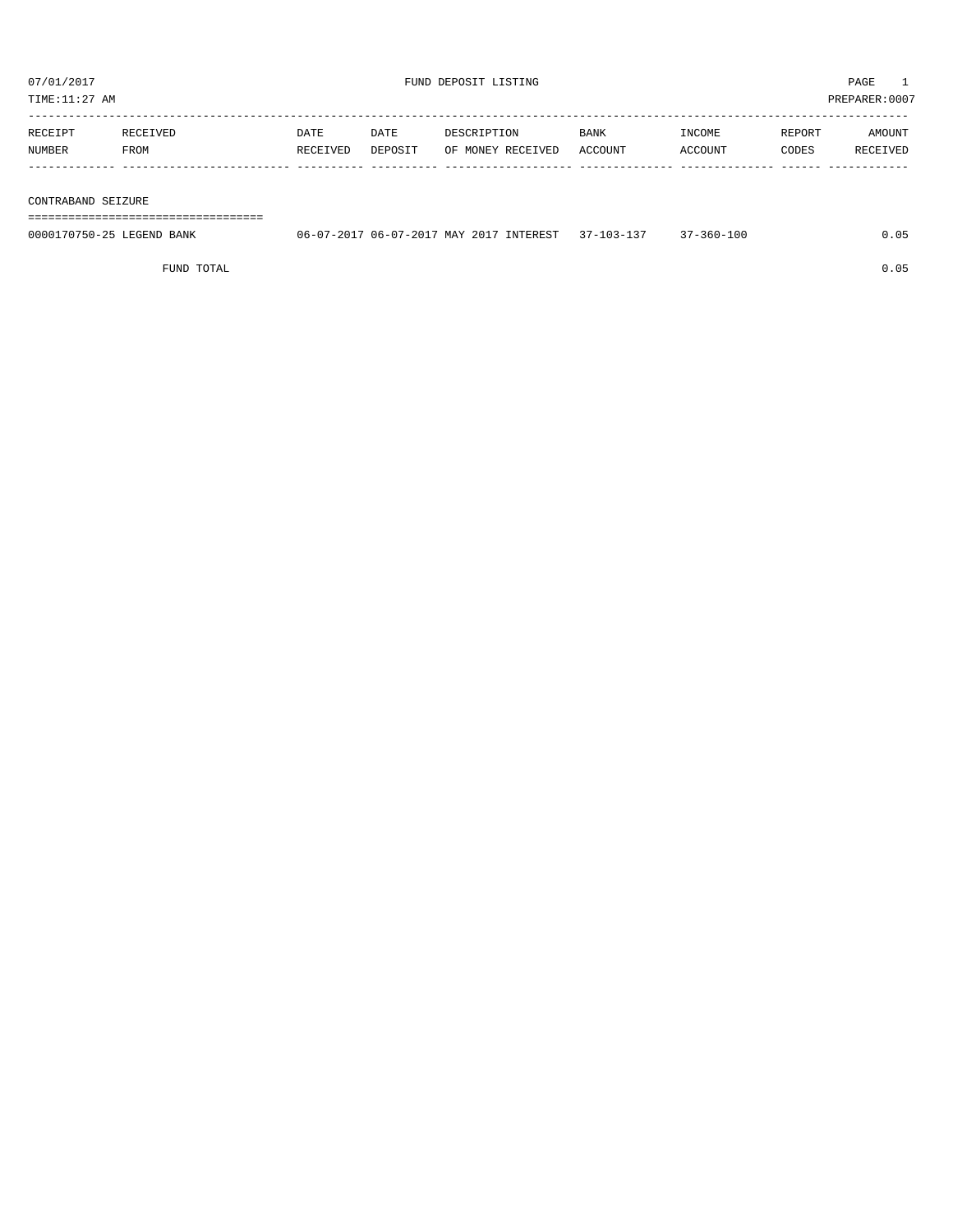07/01/2017 FUND DEPOSIT LISTING

TIME:11:27 AM PREPARER:0007

| RECEIPT NUMBER | RECEIVED FROM | DATE RECEIVED | DATE DEPOSIT | DESCRIPTION OF MONEY RECEIVED | BANK ACCOUNT | INCOME ACCOUNT | REPORT CODES | AMOUNT RECEIVED |
|---|---|---|---|---|---|---|---|---|
| **CONTRABAND SEIZURE** | | | | | | | | |
| 0000170750-25 | LEGEND BANK | 06-07-2017 | 06-07-2017 | MAY 2017 INTEREST | 37-103-137 | 37-360-100 | | 0.05 |
| | FUND TOTAL | | | | | | | 0.05 |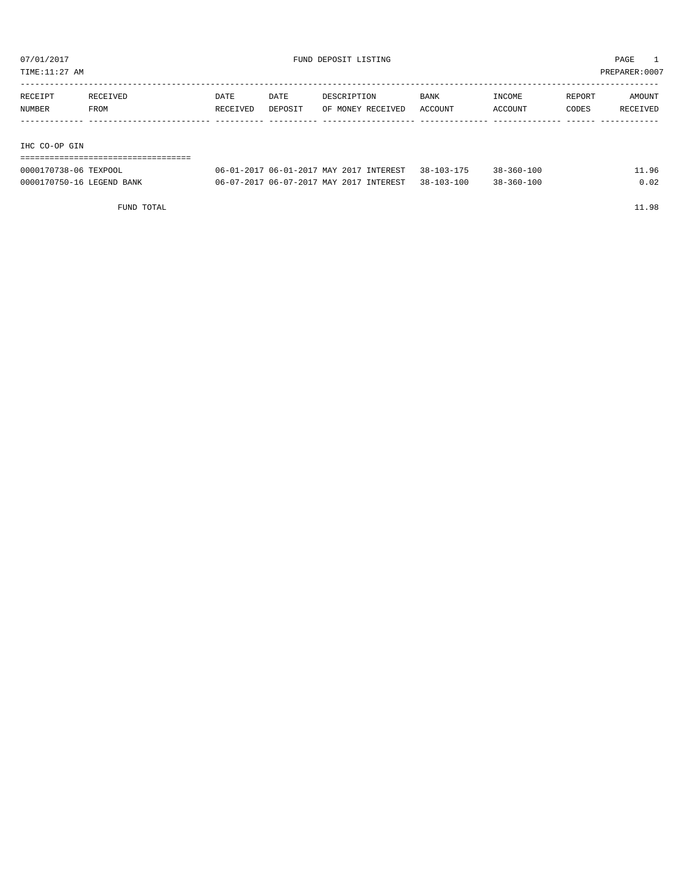07/01/2017 FUND DEPOSIT LISTING

TIME:11:27 AM PREPARER:0007

| RECEIPT NUMBER | RECEIVED FROM | DATE RECEIVED | DATE DEPOSIT | DESCRIPTION OF MONEY RECEIVED | BANK ACCOUNT | INCOME ACCOUNT | REPORT CODES | AMOUNT RECEIVED |
|---|---|---|---|---|---|---|---|---|
| **IHC CO-OP GIN** | | | | | | | | |
| 0000170738-06 | TEXPOOL | 06-01-2017 | 06-01-2017 | MAY 2017 INTEREST | 38-103-175 | 38-360-100 | | 11.96 |
| 0000170750-16 | LEGEND BANK | 06-07-2017 | 06-07-2017 | MAY 2017 INTEREST | 38-103-100 | 38-360-100 | | 0.02 |
| | FUND TOTAL | | | | | | | 11.98 |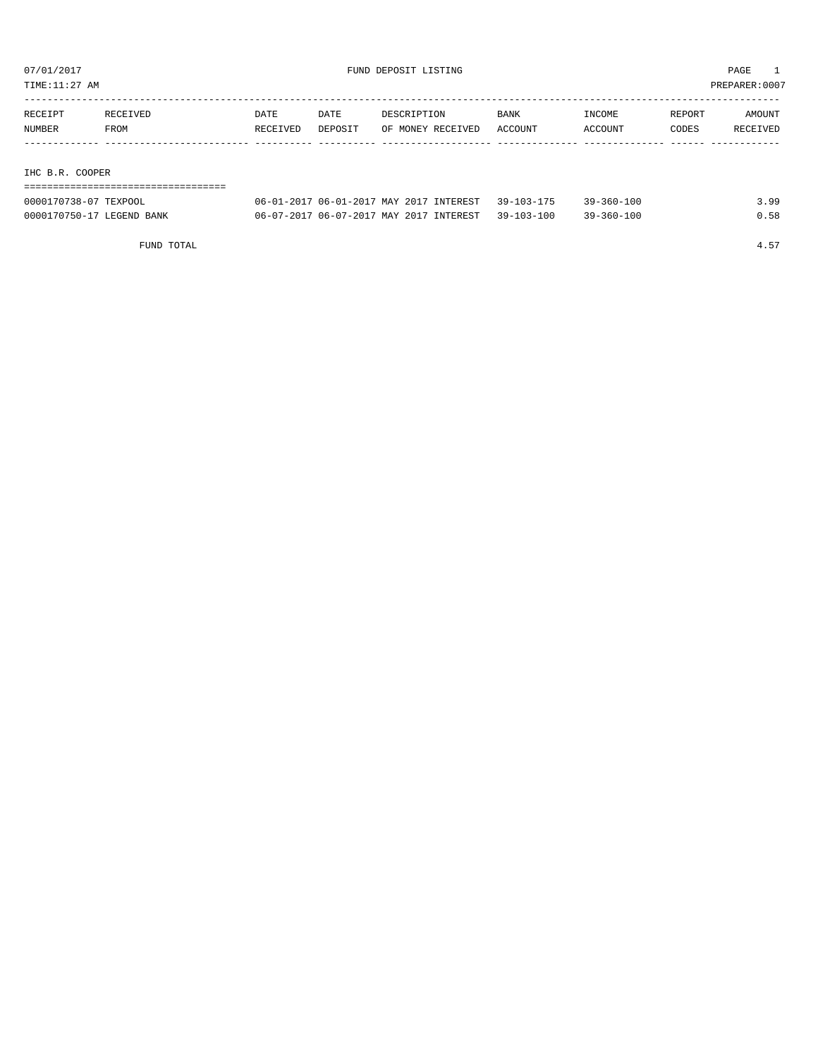07/01/2017 FUND DEPOSIT LISTING PAGE 1

TIME:11:27 AM PREPARER:0007

| RECEIPT NUMBER | RECEIVED FROM | DATE RECEIVED | DATE DEPOSIT | DESCRIPTION OF MONEY RECEIVED | BANK ACCOUNT | INCOME ACCOUNT | REPORT CODES | AMOUNT RECEIVED |
|---|---|---|---|---|---|---|---|---|
| **IHC B.R. COOPER** | | | | | | | | |
| 0000170738-07 | TEXPOOL | 06-01-2017 | 06-01-2017 | MAY 2017 INTEREST | 39-103-175 | 39-360-100 | | 3.99 |
| 0000170750-17 | LEGEND BANK | 06-07-2017 | 06-07-2017 | MAY 2017 INTEREST | 39-103-100 | 39-360-100 | | 0.58 |
| | FUND TOTAL | | | | | | | 4.57 |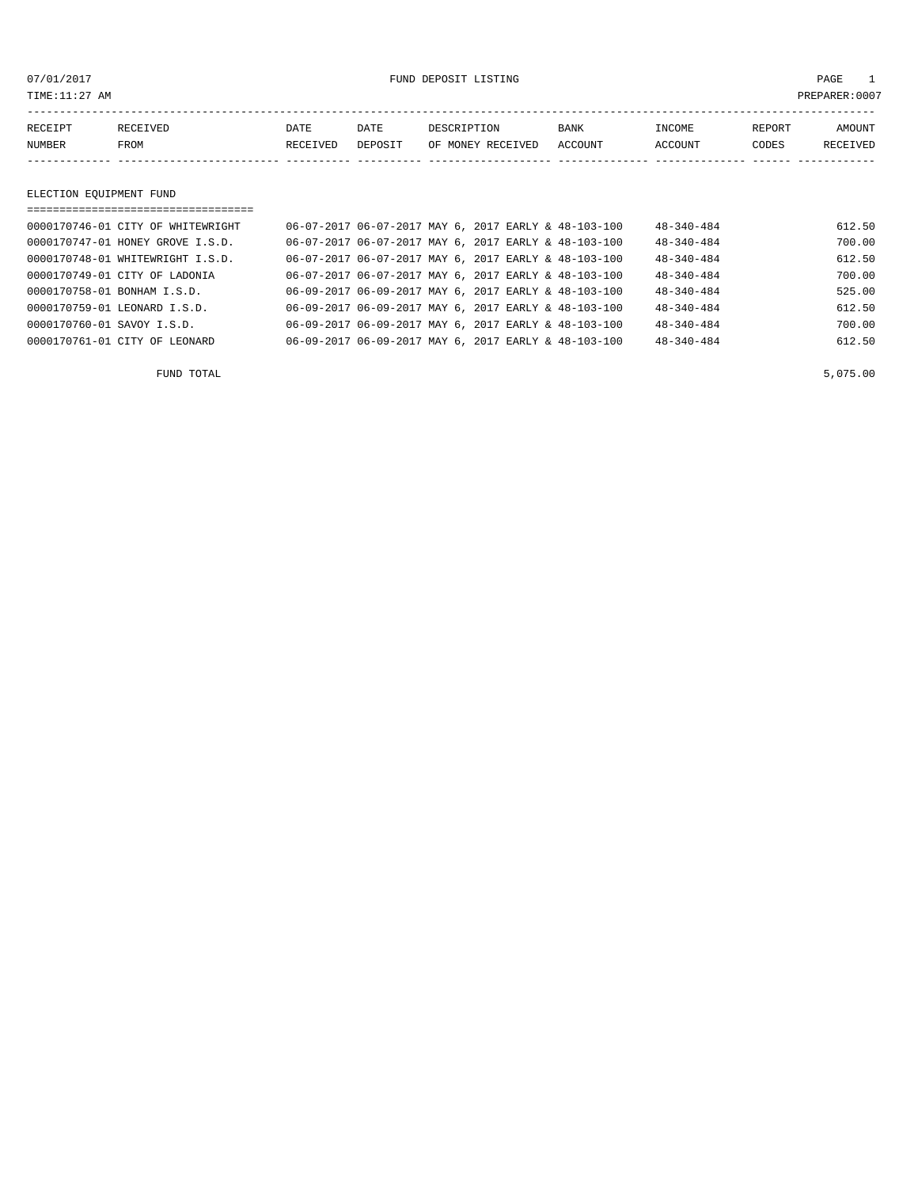07/01/2017 FUND DEPOSIT LISTING PAGE 1

TIME:11:27 AM PREPARER:0007

| RECEIPT NUMBER | RECEIVED FROM | DATE RECEIVED | DATE DEPOSIT | DESCRIPTION OF MONEY RECEIVED | BANK ACCOUNT | INCOME ACCOUNT | REPORT CODES | AMOUNT RECEIVED |
|---|---|---|---|---|---|---|---|---|
| **ELECTION EQUIPMENT FUND** | | | | | | | | |
| 0000170746-01 | CITY OF WHITEWRIGHT | 06-07-2017 | 06-07-2017 | MAY 6, 2017 EARLY & | 48-103-100 | 48-340-484 | | 612.50 |
| 0000170747-01 | HONEY GROVE I.S.D. | 06-07-2017 | 06-07-2017 | MAY 6, 2017 EARLY & | 48-103-100 | 48-340-484 | | 700.00 |
| 0000170748-01 | WHITEWRIGHT I.S.D. | 06-07-2017 | 06-07-2017 | MAY 6, 2017 EARLY & | 48-103-100 | 48-340-484 | | 612.50 |
| 0000170749-01 | CITY OF LADONIA | 06-07-2017 | 06-07-2017 | MAY 6, 2017 EARLY & | 48-103-100 | 48-340-484 | | 700.00 |
| 0000170758-01 | BONHAM I.S.D. | 06-09-2017 | 06-09-2017 | MAY 6, 2017 EARLY & | 48-103-100 | 48-340-484 | | 525.00 |
| 0000170759-01 | LEONARD I.S.D. | 06-09-2017 | 06-09-2017 | MAY 6, 2017 EARLY & | 48-103-100 | 48-340-484 | | 612.50 |
| 0000170760-01 | SAVOY I.S.D. | 06-09-2017 | 06-09-2017 | MAY 6, 2017 EARLY & | 48-103-100 | 48-340-484 | | 700.00 |
| 0000170761-01 | CITY OF LEONARD | 06-09-2017 | 06-09-2017 | MAY 6, 2017 EARLY & | 48-103-100 | 48-340-484 | | 612.50 |
| | FUND TOTAL | | | | | | | 5,075.00 |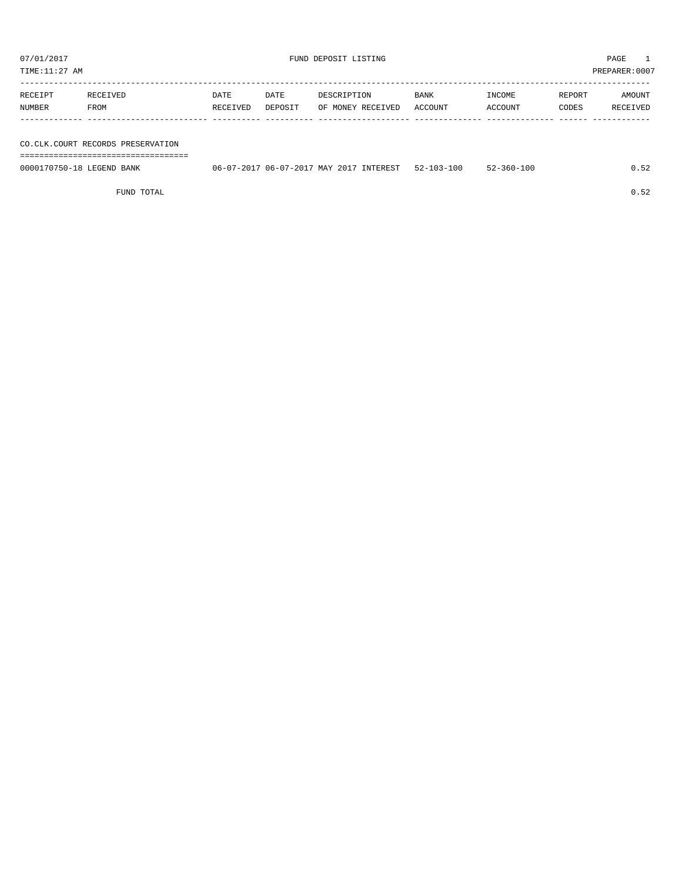07/01/2017 FUND DEPOSIT LISTING

TIME:11:27 AM PREPARER:0007

| RECEIPT NUMBER | RECEIVED FROM | DATE RECEIVED | DATE DEPOSIT | DESCRIPTION OF MONEY RECEIVED | BANK ACCOUNT | INCOME ACCOUNT | REPORT CODES | AMOUNT RECEIVED |
|---|---|---|---|---|---|---|---|---|
| **CO.CLK.COURT RECORDS PRESERVATION** | | | | | | | | |
| 0000170750-18 | LEGEND BANK | 06-07-2017 | 06-07-2017 | MAY 2017 INTEREST | 52-103-100 | 52-360-100 | | 0.52 |
| | FUND TOTAL | | | | | | | 0.52 |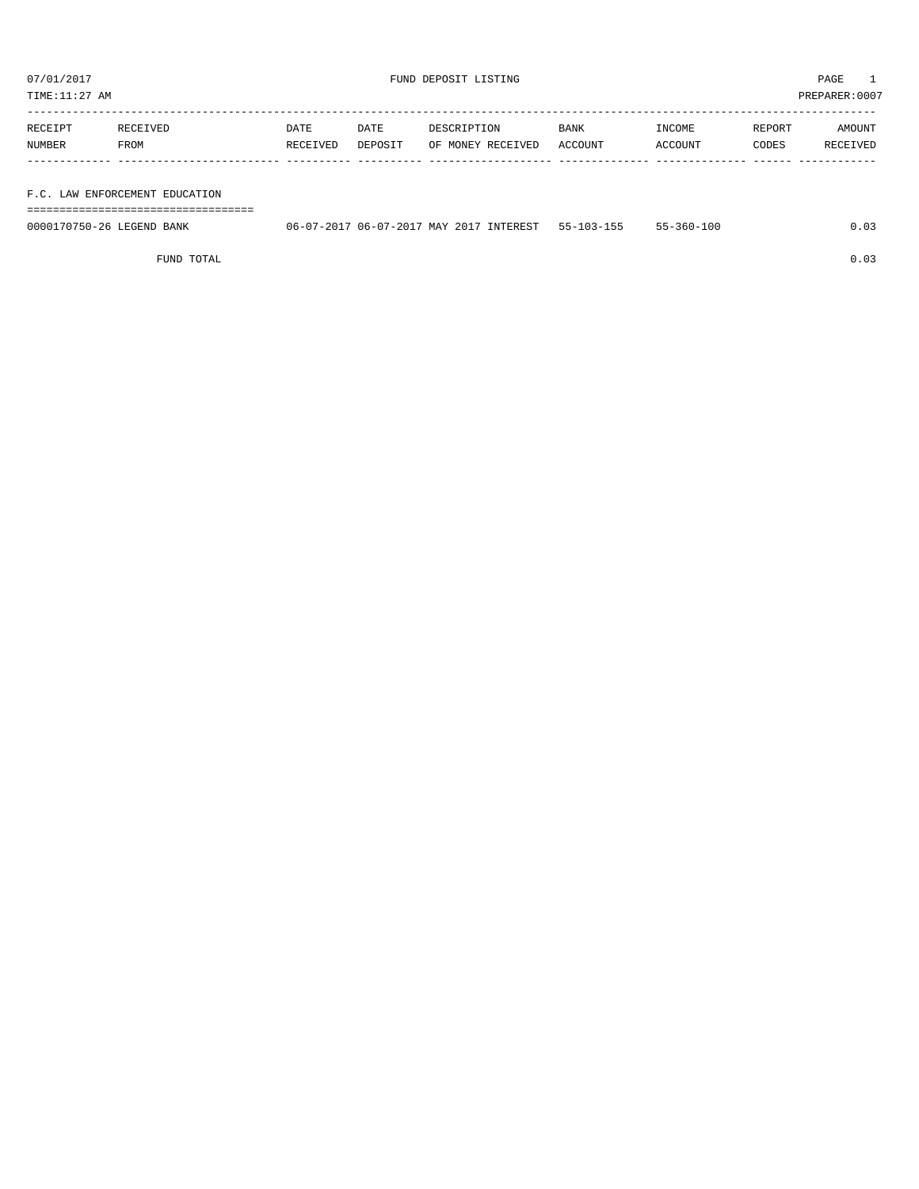07/01/2017 FUND DEPOSIT LISTING

TIME:11:27 AM PREPARER:0007

| RECEIPT NUMBER | RECEIVED FROM | DATE RECEIVED | DATE DEPOSIT | DESCRIPTION OF MONEY RECEIVED | BANK ACCOUNT | INCOME ACCOUNT | REPORT CODES | AMOUNT RECEIVED |
|---|---|---|---|---|---|---|---|---|
| **F.C. LAW ENFORCEMENT EDUCATION** | | | | | | | | |
| 0000170750-26 | LEGEND BANK | 06-07-2017 | 06-07-2017 | MAY 2017 INTEREST | 55-103-155 | 55-360-100 | | 0.03 |
| | FUND TOTAL | | | | | | | 0.03 |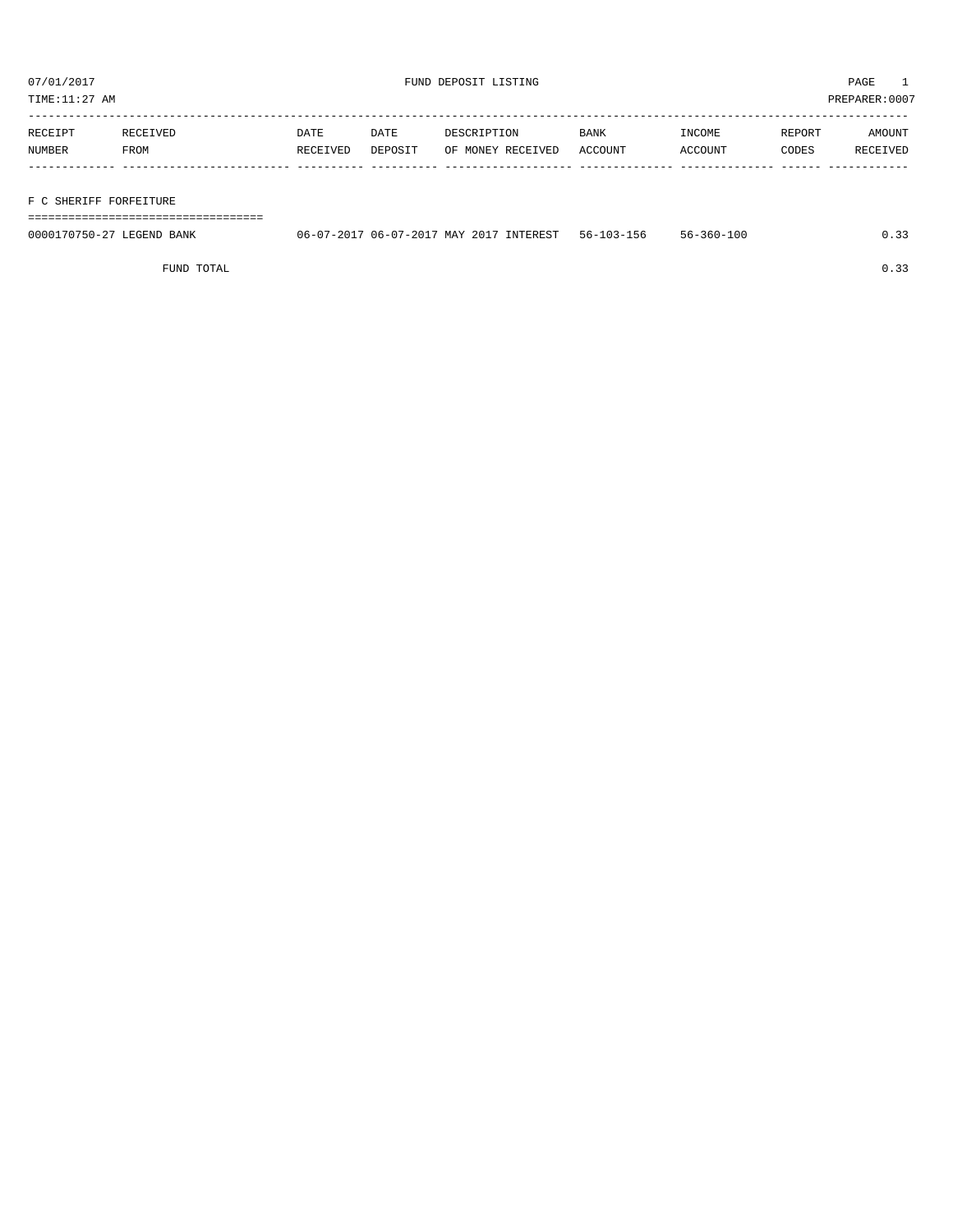07/01/2017 FUND DEPOSIT LISTING

TIME:11:27 AM PREPARER:0007

| RECEIPT NUMBER | RECEIVED FROM | DATE RECEIVED | DATE DEPOSIT | DESCRIPTION OF MONEY RECEIVED | BANK ACCOUNT | INCOME ACCOUNT | REPORT CODES | AMOUNT RECEIVED |
|---|---|---|---|---|---|---|---|---|
| **F C SHERIFF FORFEITURE** | | | | | | | | |
| 0000170750-27 | LEGEND BANK | 06-07-2017 | 06-07-2017 | MAY 2017 INTEREST | 56-103-156 | 56-360-100 | | 0.33 |
| | FUND TOTAL | | | | | | | 0.33 |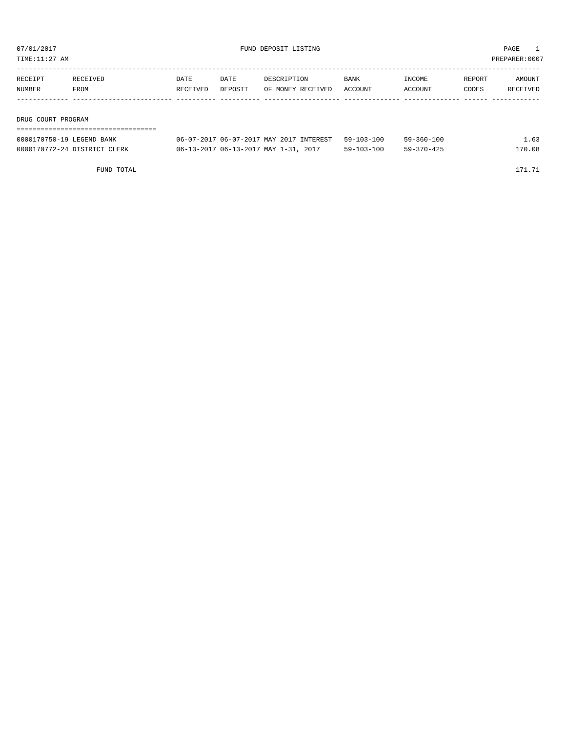07/01/2017 FUND DEPOSIT LISTING

TIME:11:27 AM PREPARER:0007

| RECEIPT NUMBER | RECEIVED FROM | DATE RECEIVED | DATE DEPOSIT | DESCRIPTION OF MONEY RECEIVED | BANK ACCOUNT | INCOME ACCOUNT | REPORT CODES | AMOUNT RECEIVED |
|---|---|---|---|---|---|---|---|---|
| **DRUG COURT PROGRAM** | | | | | | | | |
| 0000170750-19 | LEGEND BANK | 06-07-2017 | 06-07-2017 | MAY 2017 INTEREST | 59-103-100 | 59-360-100 | | 1.63 |
| 0000170772-24 | DISTRICT CLERK | 06-13-2017 | 06-13-2017 | MAY 1-31, 2017 | 59-103-100 | 59-370-425 | | 170.08 |
| | FUND TOTAL | | | | | | | 171.71 |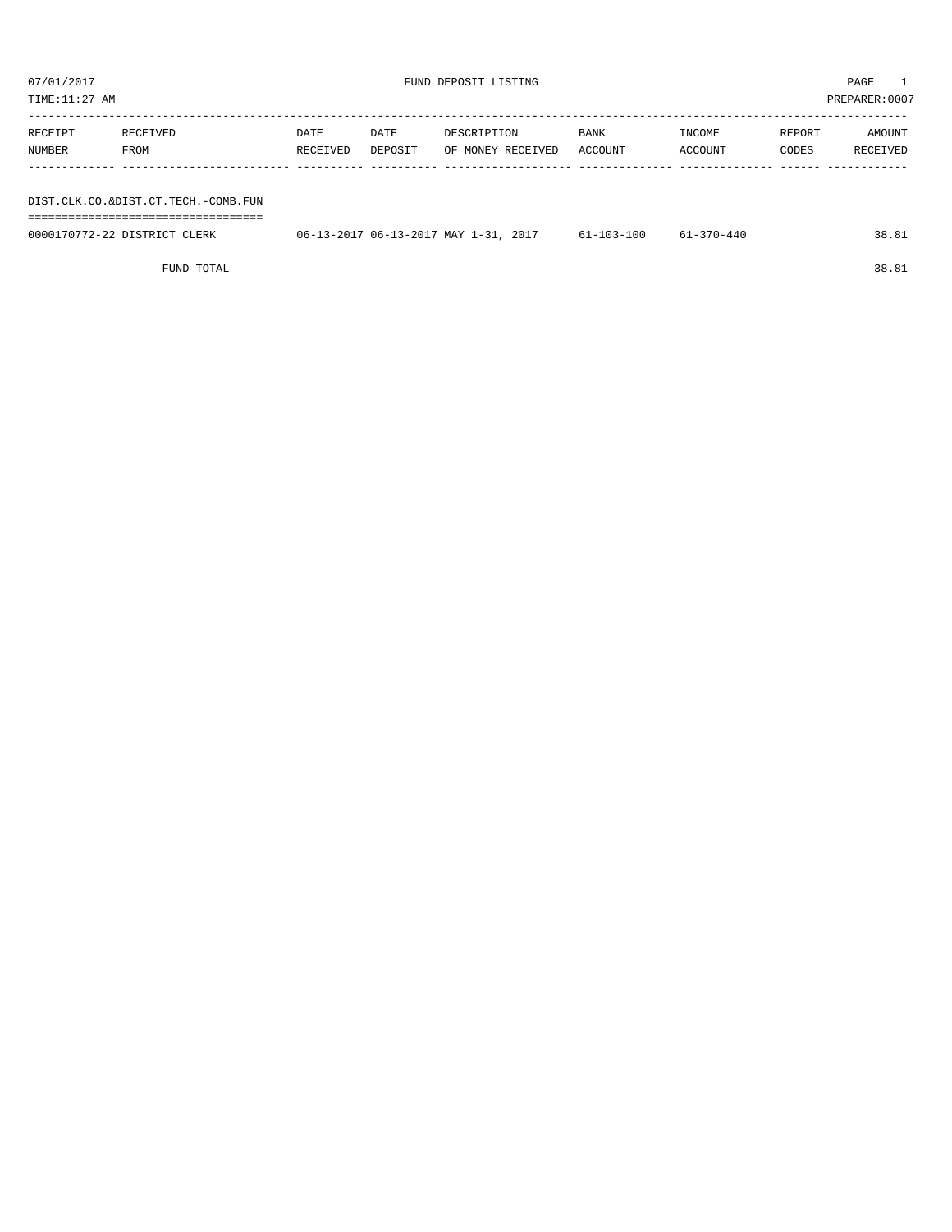07/01/2017 FUND DEPOSIT LISTING

TIME:11:27 AM PREPARER:0007

| RECEIPT NUMBER | RECEIVED FROM | DATE RECEIVED | DATE DEPOSIT | DESCRIPTION OF MONEY RECEIVED | BANK ACCOUNT | INCOME ACCOUNT | REPORT CODES | AMOUNT RECEIVED |
|---|---|---|---|---|---|---|---|---|
| DIST.CLK.CO.&DIST.CT.TECH.-COMB.FUN | | | | | | | | |
| 0000170772-22 | DISTRICT CLERK | 06-13-2017 | 06-13-2017 | MAY 1-31, 2017 | 61-103-100 | 61-370-440 | | 38.81 |
| | FUND TOTAL | | | | | | | 38.81 |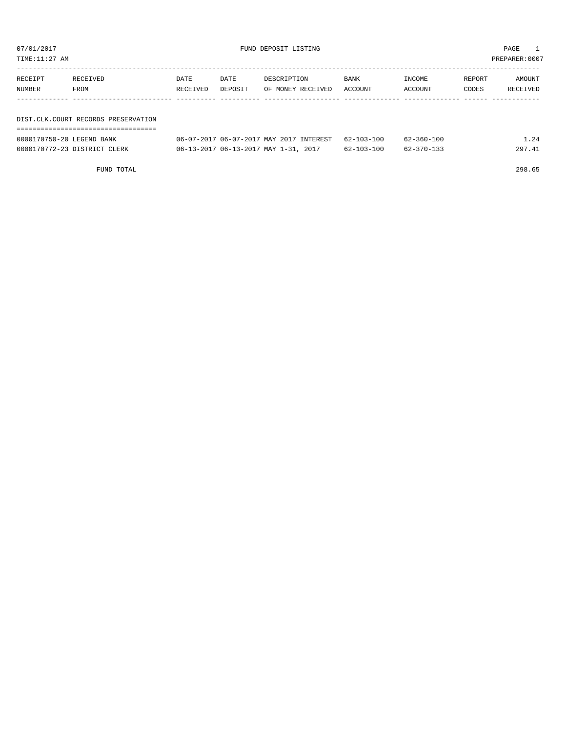07/01/2017 FUND DEPOSIT LISTING

TIME:11:27 AM PREPARER:0007

| RECEIPT NUMBER | RECEIVED FROM | DATE RECEIVED | DATE DEPOSIT | DESCRIPTION OF MONEY RECEIVED | BANK ACCOUNT | INCOME ACCOUNT | REPORT CODES | AMOUNT RECEIVED |
|---|---|---|---|---|---|---|---|---|

## DIST.CLK.COURT RECORDS PRESERVATION

| RECEIPT NUMBER | RECEIVED FROM | DATE RECEIVED | DATE DEPOSIT | DESCRIPTION OF MONEY RECEIVED | BANK ACCOUNT | INCOME ACCOUNT | REPORT CODES | AMOUNT RECEIVED |
|---|---|---|---|---|---|---|---|---|
| 0000170750-20 | LEGEND BANK | 06-07-2017 | 06-07-2017 | MAY 2017 INTEREST | 62-103-100 | 62-360-100 | | 1.24 |
| 0000170772-23 | DISTRICT CLERK | 06-13-2017 | 06-13-2017 | MAY 1-31, 2017 | 62-103-100 | 62-370-133 | | 297.41 |
| | FUND TOTAL | | | | | | | 298.65 |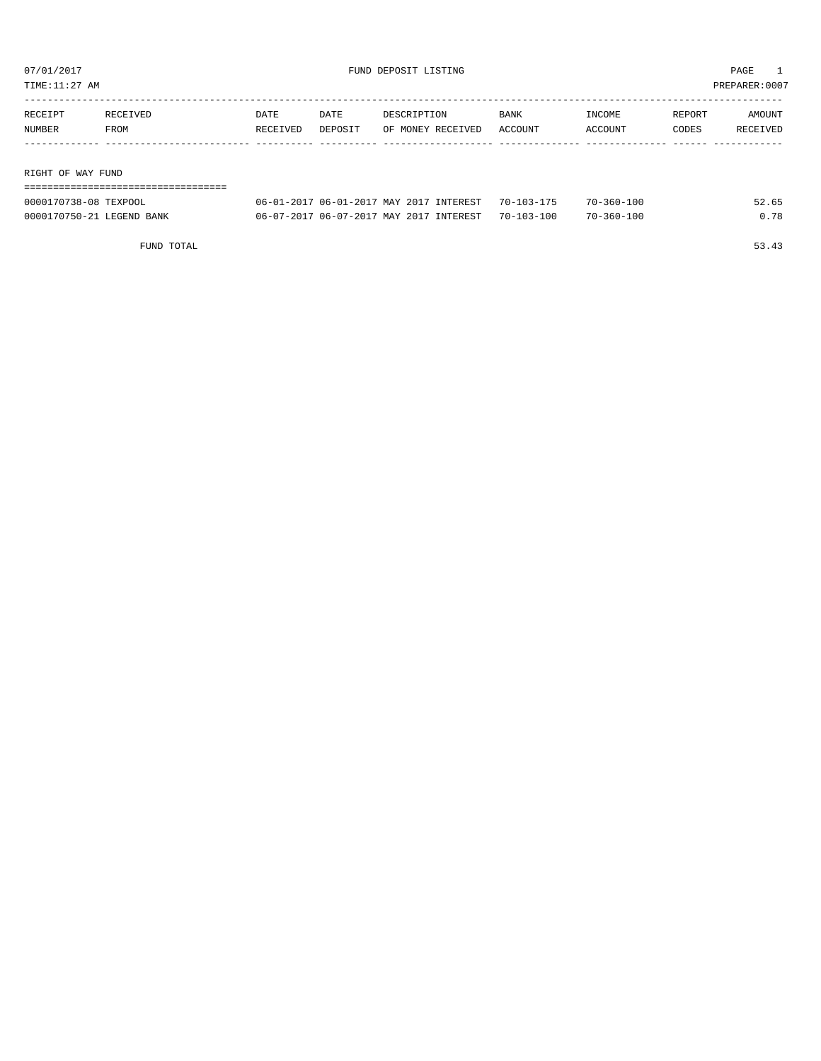07/01/2017 FUND DEPOSIT LISTING

TIME:11:27 AM PREPARER:0007

| RECEIPT NUMBER | RECEIVED FROM | DATE RECEIVED | DATE DEPOSIT | DESCRIPTION OF MONEY RECEIVED | BANK ACCOUNT | INCOME ACCOUNT | REPORT CODES | AMOUNT RECEIVED |
|---|---|---|---|---|---|---|---|---|
| **RIGHT OF WAY FUND** | | | | | | | | |
| 0000170738-08 | TEXPOOL | 06-01-2017 | 06-01-2017 | MAY 2017 INTEREST | 70-103-175 | 70-360-100 | | 52.65 |
| 0000170750-21 | LEGEND BANK | 06-07-2017 | 06-07-2017 | MAY 2017 INTEREST | 70-103-100 | 70-360-100 | | 0.78 |
| | FUND TOTAL | | | | | | | 53.43 |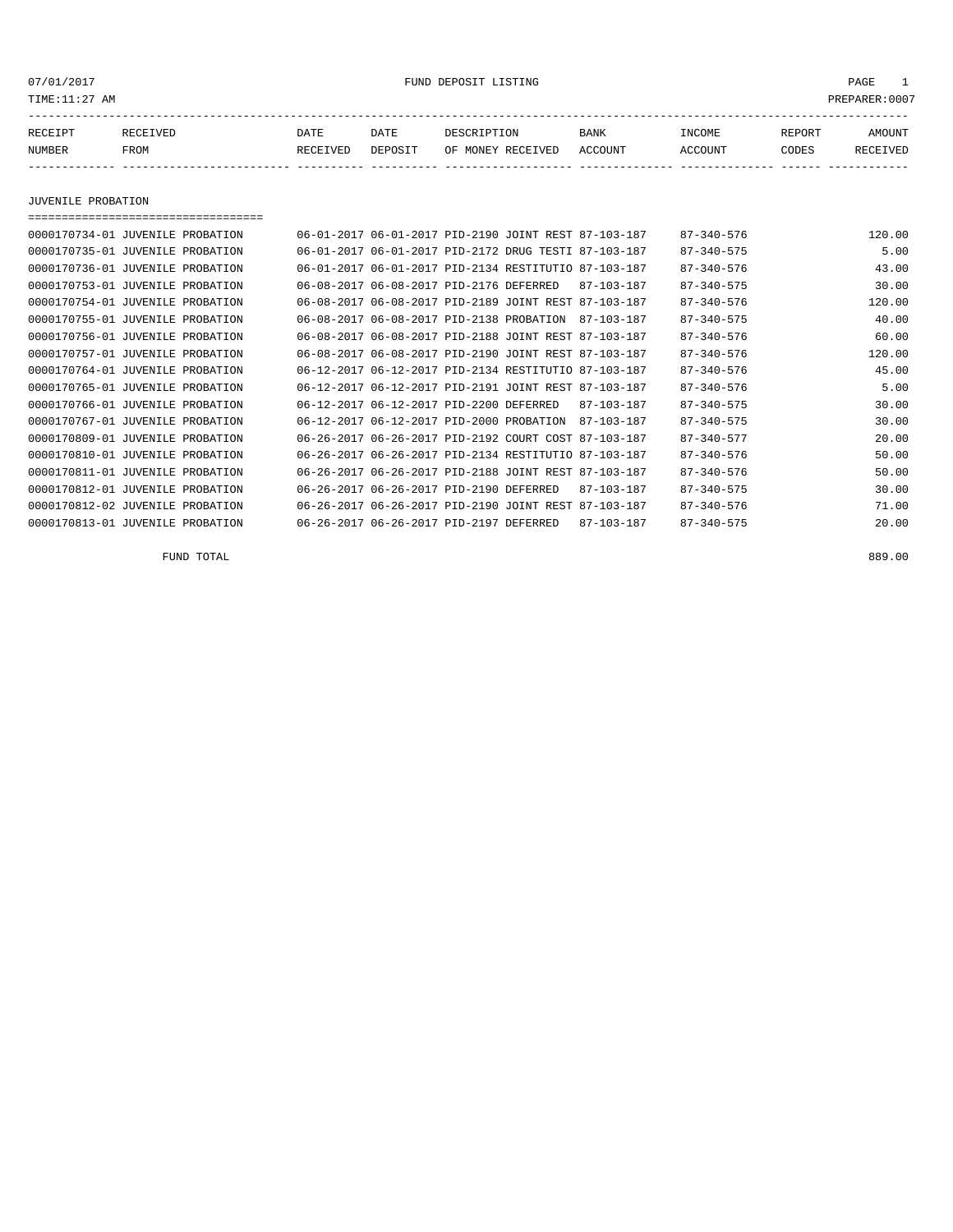07/01/2017 FUND DEPOSIT LISTING PAGE 1
TIME:11:27 AM PREPARER:0007

| RECEIPT NUMBER | RECEIVED FROM | DATE RECEIVED | DATE DEPOSIT | DESCRIPTION OF MONEY RECEIVED | BANK ACCOUNT | INCOME ACCOUNT | REPORT CODES | AMOUNT RECEIVED |
|---|---|---|---|---|---|---|---|---|

## JUVENILE PROBATION

| RECEIPT NUMBER | RECEIVED FROM | DATE RECEIVED | DATE DEPOSIT | DESCRIPTION OF MONEY RECEIVED | BANK ACCOUNT | INCOME ACCOUNT | REPORT CODES | AMOUNT RECEIVED |
|---|---|---|---|---|---|---|---|---|
| 0000170734-01 | JUVENILE PROBATION | 06-01-2017 | 06-01-2017 | PID-2190 JOINT REST | 87-103-187 | 87-340-576 | | 120.00 |
| 0000170735-01 | JUVENILE PROBATION | 06-01-2017 | 06-01-2017 | PID-2172 DRUG TESTI | 87-103-187 | 87-340-575 | | 5.00 |
| 0000170736-01 | JUVENILE PROBATION | 06-01-2017 | 06-01-2017 | PID-2134 RESTITUTIO | 87-103-187 | 87-340-576 | | 43.00 |
| 0000170753-01 | JUVENILE PROBATION | 06-08-2017 | 06-08-2017 | PID-2176 DEFERRED | 87-103-187 | 87-340-575 | | 30.00 |
| 0000170754-01 | JUVENILE PROBATION | 06-08-2017 | 06-08-2017 | PID-2189 JOINT REST | 87-103-187 | 87-340-576 | | 120.00 |
| 0000170755-01 | JUVENILE PROBATION | 06-08-2017 | 06-08-2017 | PID-2138 PROBATION | 87-103-187 | 87-340-575 | | 40.00 |
| 0000170756-01 | JUVENILE PROBATION | 06-08-2017 | 06-08-2017 | PID-2188 JOINT REST | 87-103-187 | 87-340-576 | | 60.00 |
| 0000170757-01 | JUVENILE PROBATION | 06-08-2017 | 06-08-2017 | PID-2190 JOINT REST | 87-103-187 | 87-340-576 | | 120.00 |
| 0000170764-01 | JUVENILE PROBATION | 06-12-2017 | 06-12-2017 | PID-2134 RESTITUTIO | 87-103-187 | 87-340-576 | | 45.00 |
| 0000170765-01 | JUVENILE PROBATION | 06-12-2017 | 06-12-2017 | PID-2191 JOINT REST | 87-103-187 | 87-340-576 | | 5.00 |
| 0000170766-01 | JUVENILE PROBATION | 06-12-2017 | 06-12-2017 | PID-2200 DEFERRED | 87-103-187 | 87-340-575 | | 30.00 |
| 0000170767-01 | JUVENILE PROBATION | 06-12-2017 | 06-12-2017 | PID-2000 PROBATION | 87-103-187 | 87-340-575 | | 30.00 |
| 0000170809-01 | JUVENILE PROBATION | 06-26-2017 | 06-26-2017 | PID-2192 COURT COST | 87-103-187 | 87-340-577 | | 20.00 |
| 0000170810-01 | JUVENILE PROBATION | 06-26-2017 | 06-26-2017 | PID-2134 RESTITUTIO | 87-103-187 | 87-340-576 | | 50.00 |
| 0000170811-01 | JUVENILE PROBATION | 06-26-2017 | 06-26-2017 | PID-2188 JOINT REST | 87-103-187 | 87-340-576 | | 50.00 |
| 0000170812-01 | JUVENILE PROBATION | 06-26-2017 | 06-26-2017 | PID-2190 DEFERRED | 87-103-187 | 87-340-575 | | 30.00 |
| 0000170812-02 | JUVENILE PROBATION | 06-26-2017 | 06-26-2017 | PID-2190 JOINT REST | 87-103-187 | 87-340-576 | | 71.00 |
| 0000170813-01 | JUVENILE PROBATION | 06-26-2017 | 06-26-2017 | PID-2197 DEFERRED | 87-103-187 | 87-340-575 | | 20.00 |

FUND TOTAL 889.00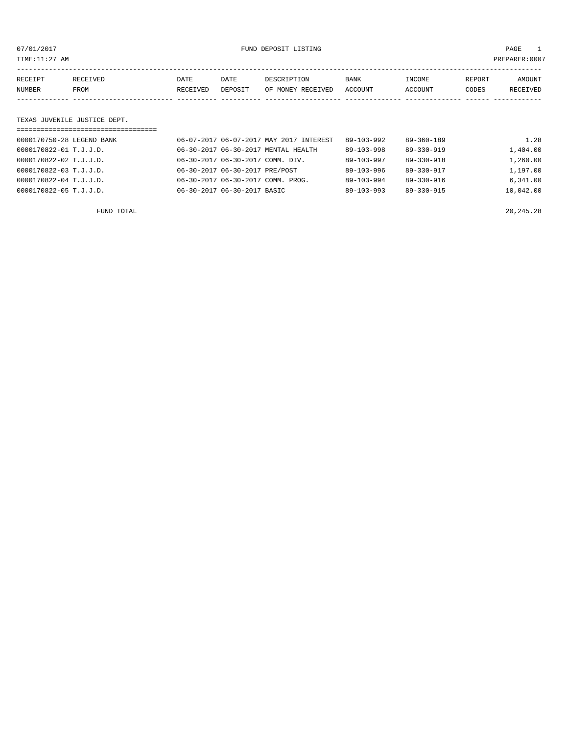07/01/2017 FUND DEPOSIT LISTING

TIME:11:27 AM PREPARER:0007

| RECEIPT NUMBER | RECEIVED FROM | DATE RECEIVED | DATE DEPOSIT | DESCRIPTION OF MONEY RECEIVED | BANK ACCOUNT | INCOME ACCOUNT | REPORT CODES | AMOUNT RECEIVED |
|---|---|---|---|---|---|---|---|---|

## TEXAS JUVENILE JUSTICE DEPT.

| RECEIPT NUMBER | RECEIVED FROM | DATE RECEIVED | DATE DEPOSIT | DESCRIPTION OF MONEY RECEIVED | BANK ACCOUNT | INCOME ACCOUNT | REPORT CODES | AMOUNT RECEIVED |
|---|---|---|---|---|---|---|---|---|
| 0000170750-28 | LEGEND BANK | 06-07-2017 | 06-07-2017 | MAY 2017 INTEREST | 89-103-992 | 89-360-189 | | 1.28 |
| 0000170822-01 | T.J.J.D. | 06-30-2017 | 06-30-2017 | MENTAL HEALTH | 89-103-998 | 89-330-919 | | 1,404.00 |
| 0000170822-02 | T.J.J.D. | 06-30-2017 | 06-30-2017 | COMM. DIV. | 89-103-997 | 89-330-918 | | 1,260.00 |
| 0000170822-03 | T.J.J.D. | 06-30-2017 | 06-30-2017 | PRE/POST | 89-103-996 | 89-330-917 | | 1,197.00 |
| 0000170822-04 | T.J.J.D. | 06-30-2017 | 06-30-2017 | COMM. PROG. | 89-103-994 | 89-330-916 | | 6,341.00 |
| 0000170822-05 | T.J.J.D. | 06-30-2017 | 06-30-2017 | BASIC | 89-103-993 | 89-330-915 | | 10,042.00 |
| | FUND TOTAL | | | | | | | 20,245.28 |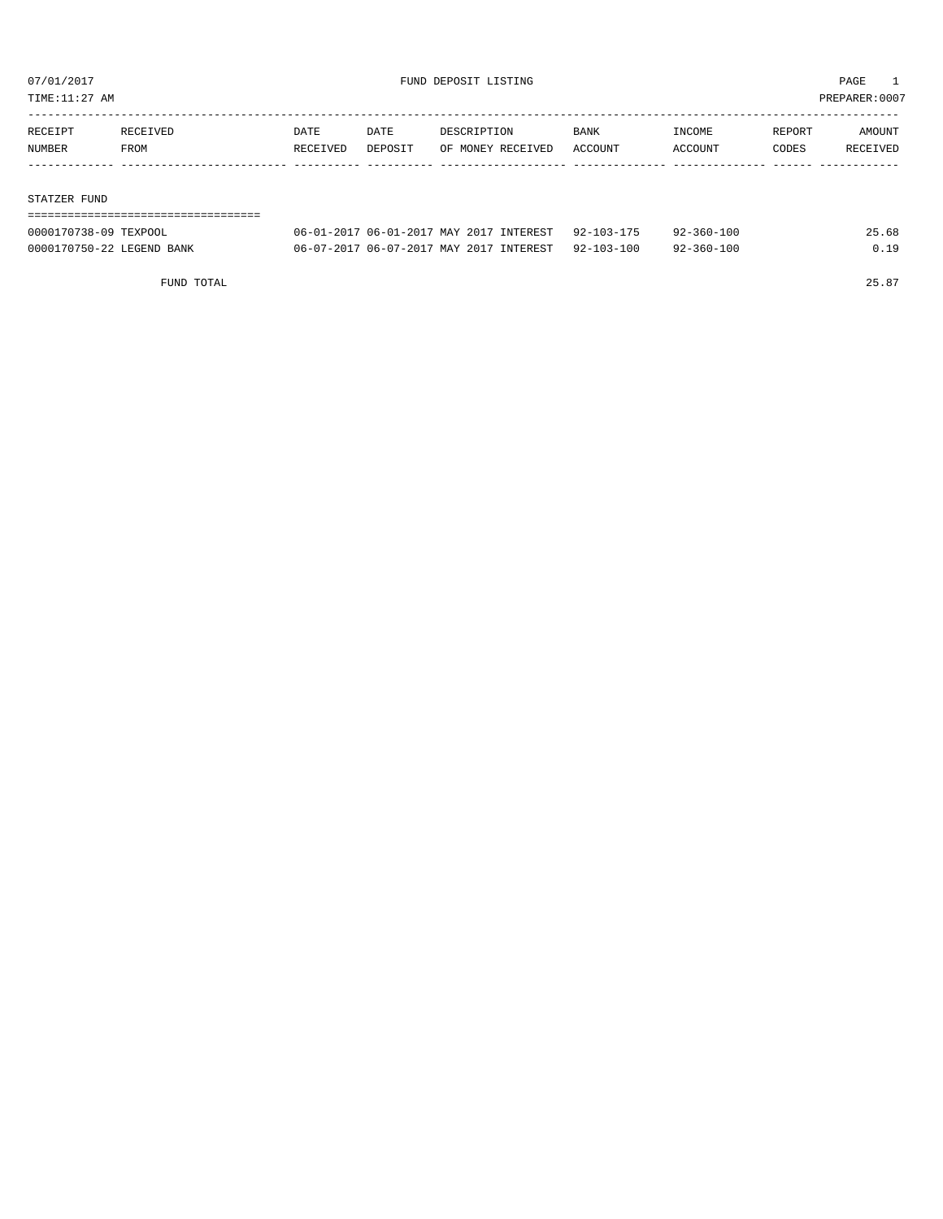# FUND DEPOSIT LISTING

07/01/2017
TIME:11:27 AM

PREPARER:0007

| RECEIPT NUMBER | RECEIVED FROM | DATE RECEIVED | DATE DEPOSIT | DESCRIPTION OF MONEY RECEIVED | BANK ACCOUNT | INCOME ACCOUNT | REPORT CODES | AMOUNT RECEIVED |
|---|---|---|---|---|---|---|---|---|

## STATZER FUND

| RECEIPT NUMBER | RECEIVED FROM | DATE RECEIVED | DATE DEPOSIT | DESCRIPTION OF MONEY RECEIVED | BANK ACCOUNT | INCOME ACCOUNT | REPORT CODES | AMOUNT RECEIVED |
|---|---|---|---|---|---|---|---|---|
| 0000170738-09 | TEXPOOL | 06-01-2017 | 06-01-2017 | MAY 2017 INTEREST | 92-103-175 | 92-360-100 | | 25.68 |
| 0000170750-22 | LEGEND BANK | 06-07-2017 | 06-07-2017 | MAY 2017 INTEREST | 92-103-100 | 92-360-100 | | 0.19 |
| | FUND TOTAL | | | | | | | 25.87 |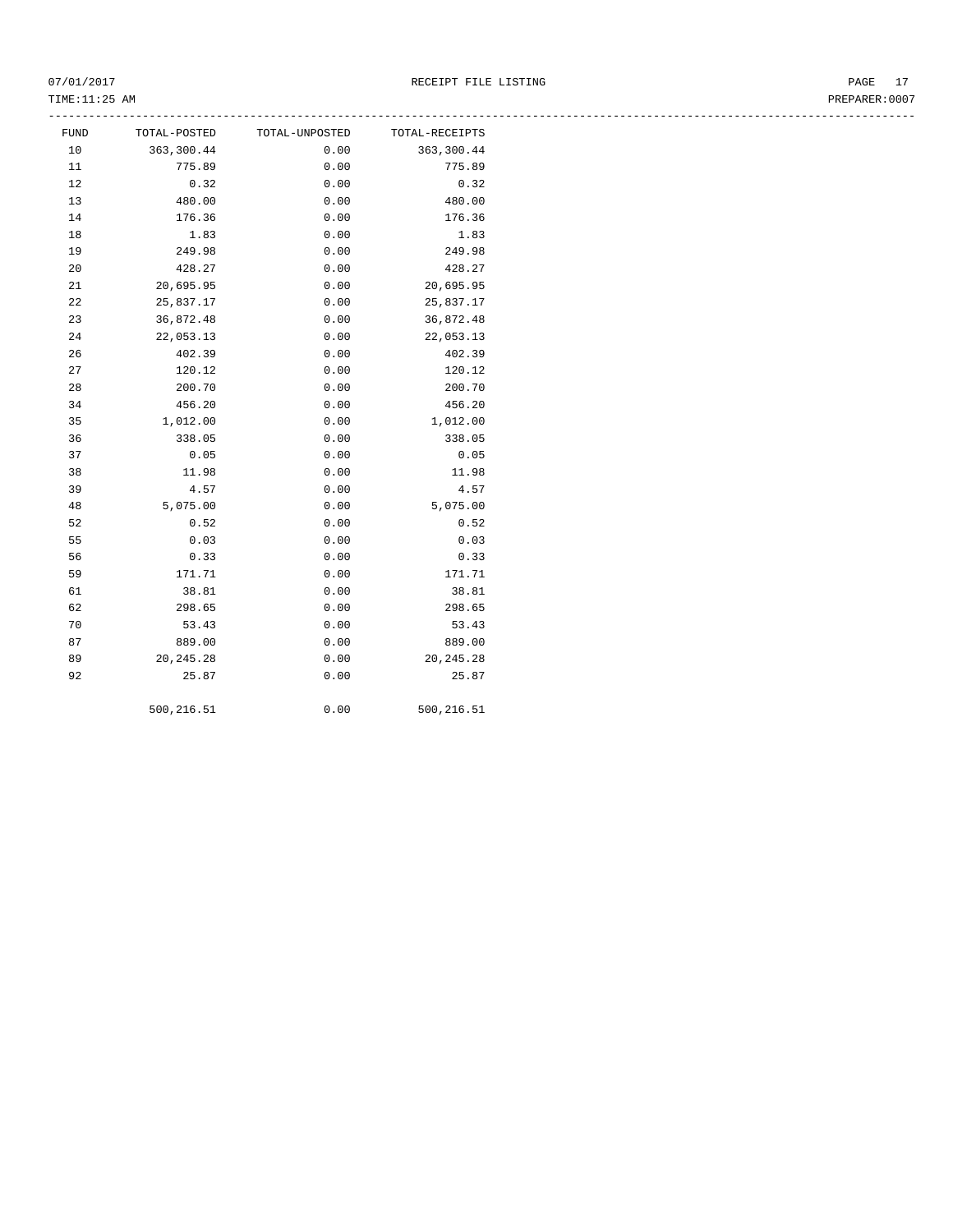07/01/2017 RECEIPT FILE LISTING

TIME:11:25 AM PREPARER:0007

| FUND | TOTAL-POSTED | TOTAL-UNPOSTED | TOTAL-RECEIPTS |
|---|---|---|---|
| 10 | 363,300.44 | 0.00 | 363,300.44 |
| 11 | 775.89 | 0.00 | 775.89 |
| 12 | 0.32 | 0.00 | 0.32 |
| 13 | 480.00 | 0.00 | 480.00 |
| 14 | 176.36 | 0.00 | 176.36 |
| 18 | 1.83 | 0.00 | 1.83 |
| 19 | 249.98 | 0.00 | 249.98 |
| 20 | 428.27 | 0.00 | 428.27 |
| 21 | 20,695.95 | 0.00 | 20,695.95 |
| 22 | 25,837.17 | 0.00 | 25,837.17 |
| 23 | 36,872.48 | 0.00 | 36,872.48 |
| 24 | 22,053.13 | 0.00 | 22,053.13 |
| 26 | 402.39 | 0.00 | 402.39 |
| 27 | 120.12 | 0.00 | 120.12 |
| 28 | 200.70 | 0.00 | 200.70 |
| 34 | 456.20 | 0.00 | 456.20 |
| 35 | 1,012.00 | 0.00 | 1,012.00 |
| 36 | 338.05 | 0.00 | 338.05 |
| 37 | 0.05 | 0.00 | 0.05 |
| 38 | 11.98 | 0.00 | 11.98 |
| 39 | 4.57 | 0.00 | 4.57 |
| 48 | 5,075.00 | 0.00 | 5,075.00 |
| 52 | 0.52 | 0.00 | 0.52 |
| 55 | 0.03 | 0.00 | 0.03 |
| 56 | 0.33 | 0.00 | 0.33 |
| 59 | 171.71 | 0.00 | 171.71 |
| 61 | 38.81 | 0.00 | 38.81 |
| 62 | 298.65 | 0.00 | 298.65 |
| 70 | 53.43 | 0.00 | 53.43 |
| 87 | 889.00 | 0.00 | 889.00 |
| 89 | 20,245.28 | 0.00 | 20,245.28 |
| 92 | 25.87 | 0.00 | 25.87 |
| | 500,216.51 | 0.00 | 500,216.51 |